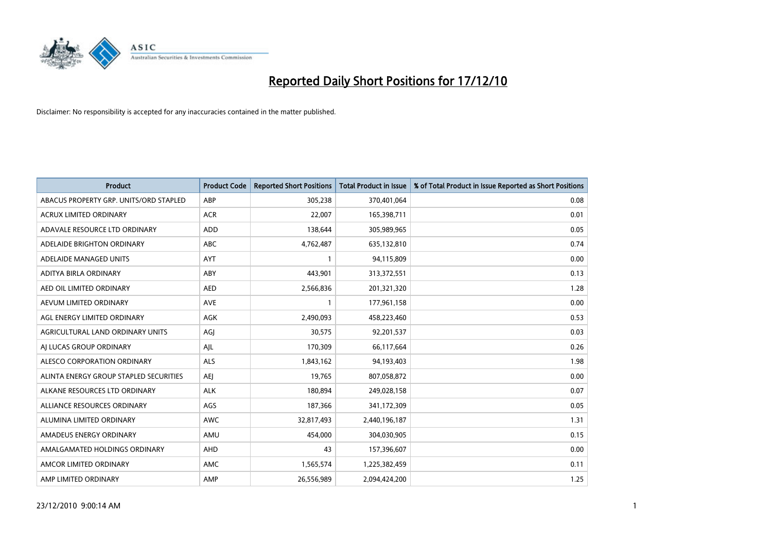# Reported Daily Short Positions for 17/12/10

Disclaimer: No responsibility is accepted for any inaccuracies contained in the matter published.

| Product | Product Code | Reported Short Positions | Total Product in Issue | % of Total Product in Issue Reported as Short Positions |
|---|---|---|---|---|
| ABACUS PROPERTY GRP. UNITS/ORD STAPLED | ABP | 305,238 | 370,401,064 | 0.08 |
| ACRUX LIMITED ORDINARY | ACR | 22,007 | 165,398,711 | 0.01 |
| ADAVALE RESOURCE LTD ORDINARY | ADD | 138,644 | 305,989,965 | 0.05 |
| ADELAIDE BRIGHTON ORDINARY | ABC | 4,762,487 | 635,132,810 | 0.74 |
| ADELAIDE MANAGED UNITS | AYT | 1 | 94,115,809 | 0.00 |
| ADITYA BIRLA ORDINARY | ABY | 443,901 | 313,372,551 | 0.13 |
| AED OIL LIMITED ORDINARY | AED | 2,566,836 | 201,321,320 | 1.28 |
| AEVUM LIMITED ORDINARY | AVE | 1 | 177,961,158 | 0.00 |
| AGL ENERGY LIMITED ORDINARY | AGK | 2,490,093 | 458,223,460 | 0.53 |
| AGRICULTURAL LAND ORDINARY UNITS | AGJ | 30,575 | 92,201,537 | 0.03 |
| AJ LUCAS GROUP ORDINARY | AJL | 170,309 | 66,117,664 | 0.26 |
| ALESCO CORPORATION ORDINARY | ALS | 1,843,162 | 94,193,403 | 1.98 |
| ALINTA ENERGY GROUP STAPLED SECURITIES | AEJ | 19,765 | 807,058,872 | 0.00 |
| ALKANE RESOURCES LTD ORDINARY | ALK | 180,894 | 249,028,158 | 0.07 |
| ALLIANCE RESOURCES ORDINARY | AGS | 187,366 | 341,172,309 | 0.05 |
| ALUMINA LIMITED ORDINARY | AWC | 32,817,493 | 2,440,196,187 | 1.31 |
| AMADEUS ENERGY ORDINARY | AMU | 454,000 | 304,030,905 | 0.15 |
| AMALGAMATED HOLDINGS ORDINARY | AHD | 43 | 157,396,607 | 0.00 |
| AMCOR LIMITED ORDINARY | AMC | 1,565,574 | 1,225,382,459 | 0.11 |
| AMP LIMITED ORDINARY | AMP | 26,556,989 | 2,094,424,200 | 1.25 |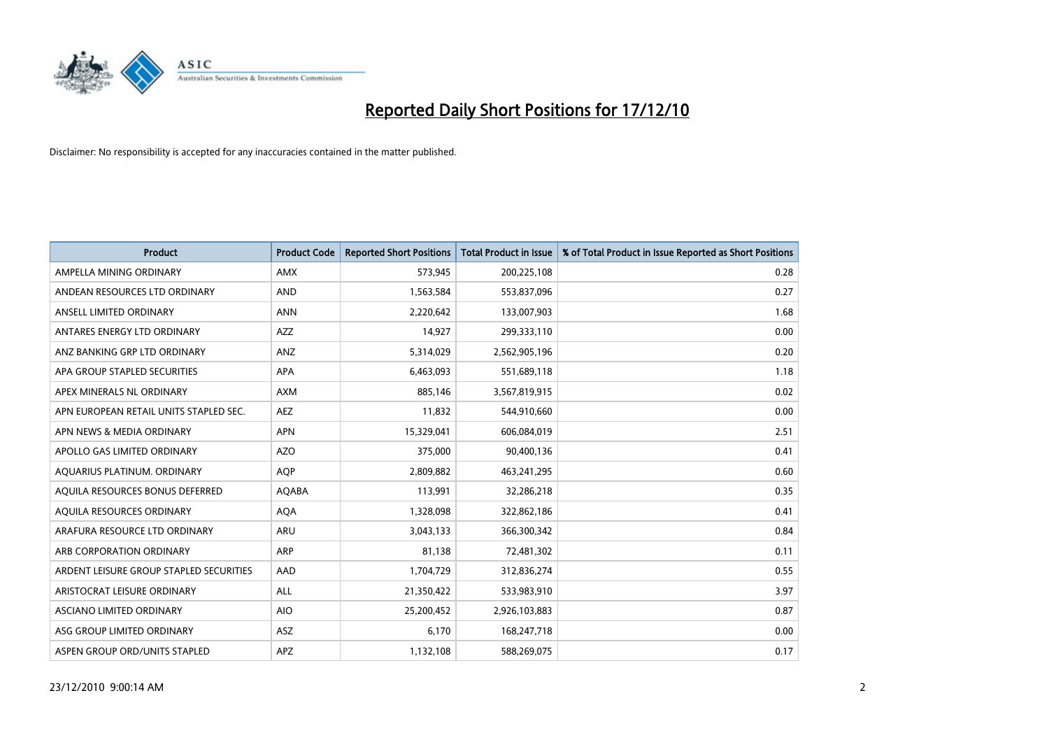# Reported Daily Short Positions for 17/12/10

Disclaimer: No responsibility is accepted for any inaccuracies contained in the matter published.

| Product | Product Code | Reported Short Positions | Total Product in Issue | % of Total Product in Issue Reported as Short Positions |
|---|---|---|---|---|
| AMPELLA MINING ORDINARY | AMX | 573,945 | 200,225,108 | 0.28 |
| ANDEAN RESOURCES LTD ORDINARY | AND | 1,563,584 | 553,837,096 | 0.27 |
| ANSELL LIMITED ORDINARY | ANN | 2,220,642 | 133,007,903 | 1.68 |
| ANTARES ENERGY LTD ORDINARY | AZZ | 14,927 | 299,333,110 | 0.00 |
| ANZ BANKING GRP LTD ORDINARY | ANZ | 5,314,029 | 2,562,905,196 | 0.20 |
| APA GROUP STAPLED SECURITIES | APA | 6,463,093 | 551,689,118 | 1.18 |
| APEX MINERALS NL ORDINARY | AXM | 885,146 | 3,567,819,915 | 0.02 |
| APN EUROPEAN RETAIL UNITS STAPLED SEC. | AEZ | 11,832 | 544,910,660 | 0.00 |
| APN NEWS & MEDIA ORDINARY | APN | 15,329,041 | 606,084,019 | 2.51 |
| APOLLO GAS LIMITED ORDINARY | AZO | 375,000 | 90,400,136 | 0.41 |
| AQUARIUS PLATINUM. ORDINARY | AQP | 2,809,882 | 463,241,295 | 0.60 |
| AQUILA RESOURCES BONUS DEFERRED | AQABA | 113,991 | 32,286,218 | 0.35 |
| AQUILA RESOURCES ORDINARY | AQA | 1,328,098 | 322,862,186 | 0.41 |
| ARAFURA RESOURCE LTD ORDINARY | ARU | 3,043,133 | 366,300,342 | 0.84 |
| ARB CORPORATION ORDINARY | ARP | 81,138 | 72,481,302 | 0.11 |
| ARDENT LEISURE GROUP STAPLED SECURITIES | AAD | 1,704,729 | 312,836,274 | 0.55 |
| ARISTOCRAT LEISURE ORDINARY | ALL | 21,350,422 | 533,983,910 | 3.97 |
| ASCIANO LIMITED ORDINARY | AIO | 25,200,452 | 2,926,103,883 | 0.87 |
| ASG GROUP LIMITED ORDINARY | ASZ | 6,170 | 168,247,718 | 0.00 |
| ASPEN GROUP ORD/UNITS STAPLED | APZ | 1,132,108 | 588,269,075 | 0.17 |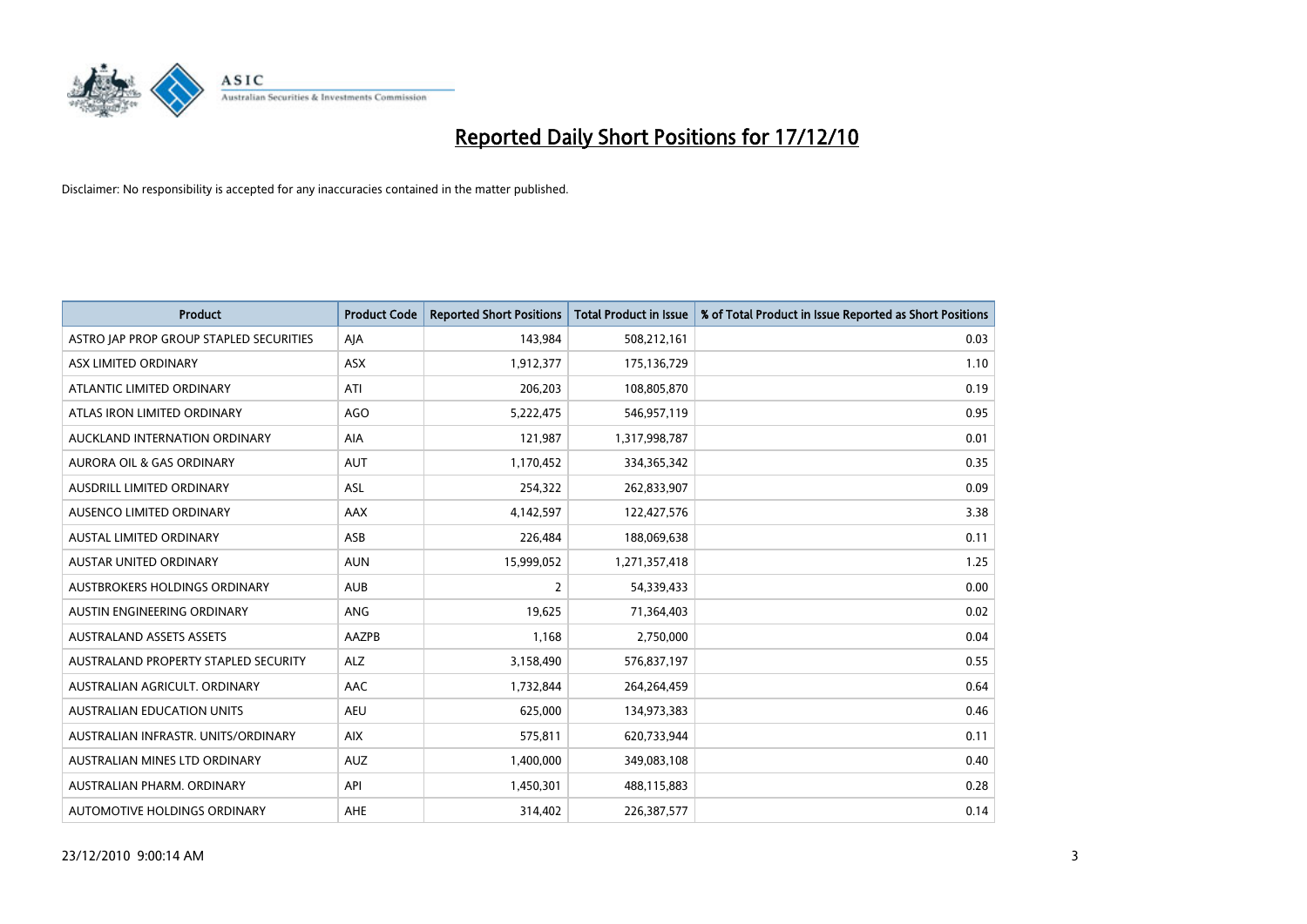# Reported Daily Short Positions for 17/12/10

Disclaimer: No responsibility is accepted for any inaccuracies contained in the matter published.

| Product | Product Code | Reported Short Positions | Total Product in Issue | % of Total Product in Issue Reported as Short Positions |
|---|---|---|---|---|
| ASTRO JAP PROP GROUP STAPLED SECURITIES | AJA | 143,984 | 508,212,161 | 0.03 |
| ASX LIMITED ORDINARY | ASX | 1,912,377 | 175,136,729 | 1.10 |
| ATLANTIC LIMITED ORDINARY | ATI | 206,203 | 108,805,870 | 0.19 |
| ATLAS IRON LIMITED ORDINARY | AGO | 5,222,475 | 546,957,119 | 0.95 |
| AUCKLAND INTERNATION ORDINARY | AIA | 121,987 | 1,317,998,787 | 0.01 |
| AURORA OIL & GAS ORDINARY | AUT | 1,170,452 | 334,365,342 | 0.35 |
| AUSDRILL LIMITED ORDINARY | ASL | 254,322 | 262,833,907 | 0.09 |
| AUSENCO LIMITED ORDINARY | AAX | 4,142,597 | 122,427,576 | 3.38 |
| AUSTAL LIMITED ORDINARY | ASB | 226,484 | 188,069,638 | 0.11 |
| AUSTAR UNITED ORDINARY | AUN | 15,999,052 | 1,271,357,418 | 1.25 |
| AUSTBROKERS HOLDINGS ORDINARY | AUB | 2 | 54,339,433 | 0.00 |
| AUSTIN ENGINEERING ORDINARY | ANG | 19,625 | 71,364,403 | 0.02 |
| AUSTRALAND ASSETS ASSETS | AAZPB | 1,168 | 2,750,000 | 0.04 |
| AUSTRALAND PROPERTY STAPLED SECURITY | ALZ | 3,158,490 | 576,837,197 | 0.55 |
| AUSTRALIAN AGRICULT. ORDINARY | AAC | 1,732,844 | 264,264,459 | 0.64 |
| AUSTRALIAN EDUCATION UNITS | AEU | 625,000 | 134,973,383 | 0.46 |
| AUSTRALIAN INFRASTR. UNITS/ORDINARY | AIX | 575,811 | 620,733,944 | 0.11 |
| AUSTRALIAN MINES LTD ORDINARY | AUZ | 1,400,000 | 349,083,108 | 0.40 |
| AUSTRALIAN PHARM. ORDINARY | API | 1,450,301 | 488,115,883 | 0.28 |
| AUTOMOTIVE HOLDINGS ORDINARY | AHE | 314,402 | 226,387,577 | 0.14 |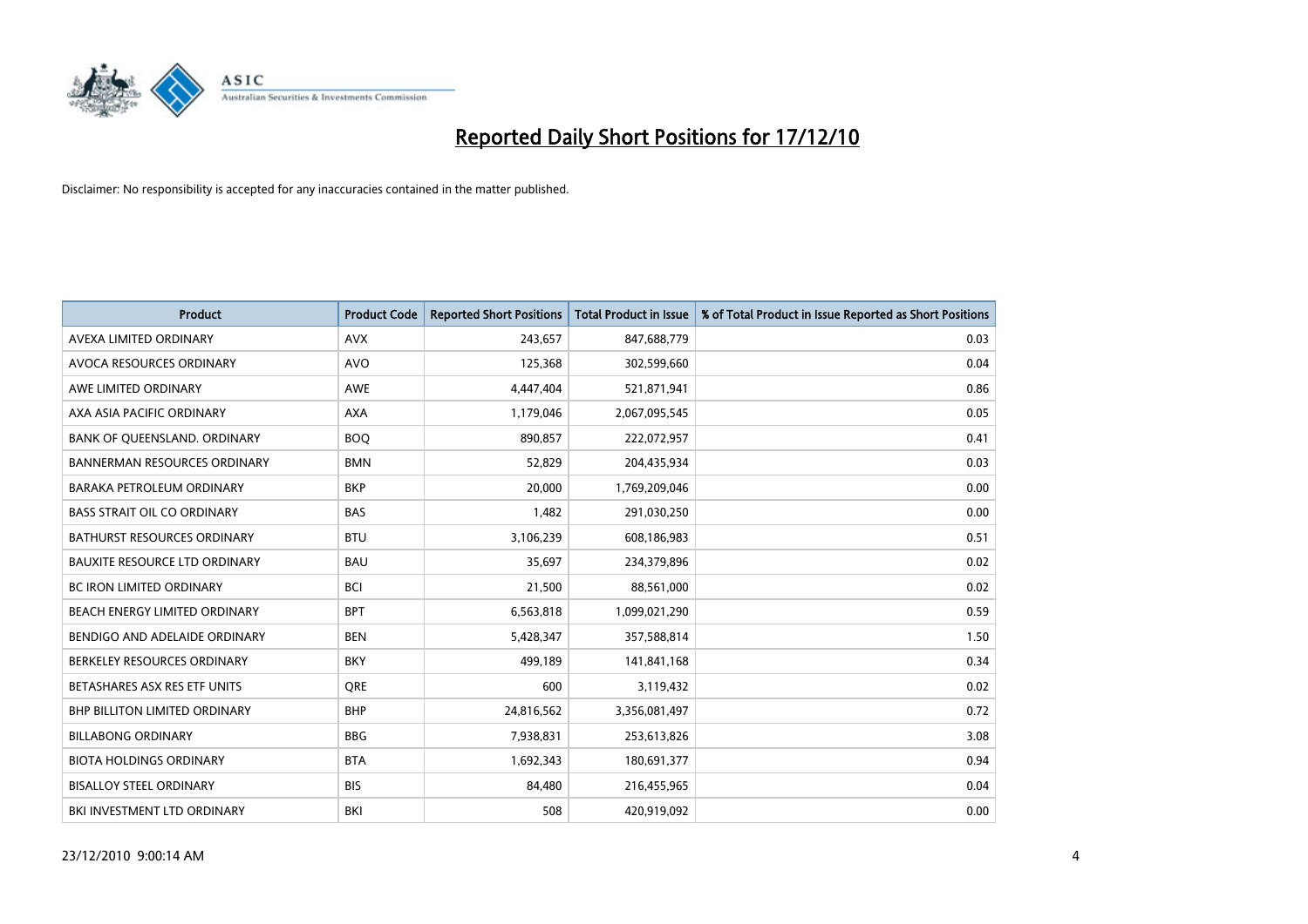# Reported Daily Short Positions for 17/12/10

Disclaimer: No responsibility is accepted for any inaccuracies contained in the matter published.

| Product | Product Code | Reported Short Positions | Total Product in Issue | % of Total Product in Issue Reported as Short Positions |
|---|---|---|---|---|
| AVEXA LIMITED ORDINARY | AVX | 243,657 | 847,688,779 | 0.03 |
| AVOCA RESOURCES ORDINARY | AVO | 125,368 | 302,599,660 | 0.04 |
| AWE LIMITED ORDINARY | AWE | 4,447,404 | 521,871,941 | 0.86 |
| AXA ASIA PACIFIC ORDINARY | AXA | 1,179,046 | 2,067,095,545 | 0.05 |
| BANK OF QUEENSLAND. ORDINARY | BOQ | 890,857 | 222,072,957 | 0.41 |
| BANNERMAN RESOURCES ORDINARY | BMN | 52,829 | 204,435,934 | 0.03 |
| BARAKA PETROLEUM ORDINARY | BKP | 20,000 | 1,769,209,046 | 0.00 |
| BASS STRAIT OIL CO ORDINARY | BAS | 1,482 | 291,030,250 | 0.00 |
| BATHURST RESOURCES ORDINARY | BTU | 3,106,239 | 608,186,983 | 0.51 |
| BAUXITE RESOURCE LTD ORDINARY | BAU | 35,697 | 234,379,896 | 0.02 |
| BC IRON LIMITED ORDINARY | BCI | 21,500 | 88,561,000 | 0.02 |
| BEACH ENERGY LIMITED ORDINARY | BPT | 6,563,818 | 1,099,021,290 | 0.59 |
| BENDIGO AND ADELAIDE ORDINARY | BEN | 5,428,347 | 357,588,814 | 1.50 |
| BERKELEY RESOURCES ORDINARY | BKY | 499,189 | 141,841,168 | 0.34 |
| BETASHARES ASX RES ETF UNITS | QRE | 600 | 3,119,432 | 0.02 |
| BHP BILLITON LIMITED ORDINARY | BHP | 24,816,562 | 3,356,081,497 | 0.72 |
| BILLABONG ORDINARY | BBG | 7,938,831 | 253,613,826 | 3.08 |
| BIOTA HOLDINGS ORDINARY | BTA | 1,692,343 | 180,691,377 | 0.94 |
| BISALLOY STEEL ORDINARY | BIS | 84,480 | 216,455,965 | 0.04 |
| BKI INVESTMENT LTD ORDINARY | BKI | 508 | 420,919,092 | 0.00 |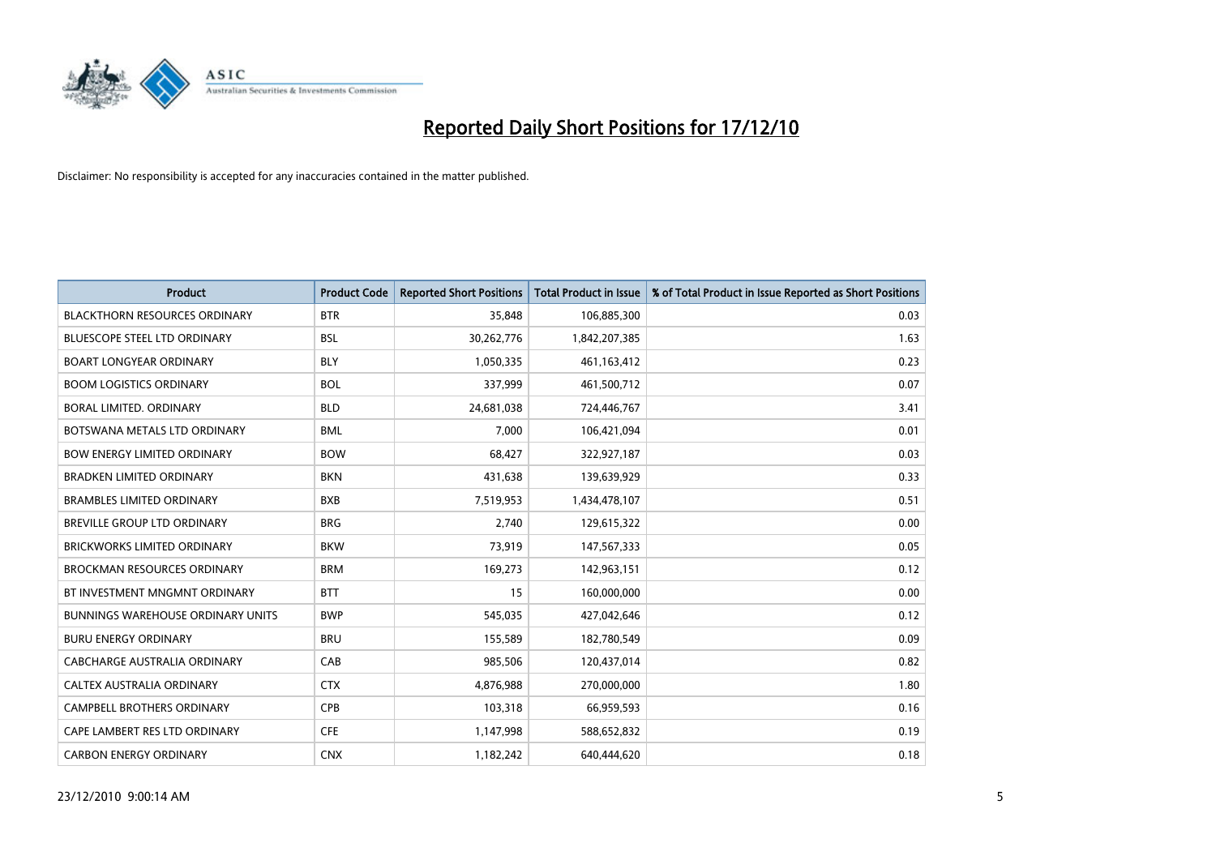# Reported Daily Short Positions for 17/12/10

Disclaimer: No responsibility is accepted for any inaccuracies contained in the matter published.

| Product | Product Code | Reported Short Positions | Total Product in Issue | % of Total Product in Issue Reported as Short Positions |
|---|---|---|---|---|
| BLACKTHORN RESOURCES ORDINARY | BTR | 35,848 | 106,885,300 | 0.03 |
| BLUESCOPE STEEL LTD ORDINARY | BSL | 30,262,776 | 1,842,207,385 | 1.63 |
| BOART LONGYEAR ORDINARY | BLY | 1,050,335 | 461,163,412 | 0.23 |
| BOOM LOGISTICS ORDINARY | BOL | 337,999 | 461,500,712 | 0.07 |
| BORAL LIMITED. ORDINARY | BLD | 24,681,038 | 724,446,767 | 3.41 |
| BOTSWANA METALS LTD ORDINARY | BML | 7,000 | 106,421,094 | 0.01 |
| BOW ENERGY LIMITED ORDINARY | BOW | 68,427 | 322,927,187 | 0.03 |
| BRADKEN LIMITED ORDINARY | BKN | 431,638 | 139,639,929 | 0.33 |
| BRAMBLES LIMITED ORDINARY | BXB | 7,519,953 | 1,434,478,107 | 0.51 |
| BREVILLE GROUP LTD ORDINARY | BRG | 2,740 | 129,615,322 | 0.00 |
| BRICKWORKS LIMITED ORDINARY | BKW | 73,919 | 147,567,333 | 0.05 |
| BROCKMAN RESOURCES ORDINARY | BRM | 169,273 | 142,963,151 | 0.12 |
| BT INVESTMENT MNGMNT ORDINARY | BTT | 15 | 160,000,000 | 0.00 |
| BUNNINGS WAREHOUSE ORDINARY UNITS | BWP | 545,035 | 427,042,646 | 0.12 |
| BURU ENERGY ORDINARY | BRU | 155,589 | 182,780,549 | 0.09 |
| CABCHARGE AUSTRALIA ORDINARY | CAB | 985,506 | 120,437,014 | 0.82 |
| CALTEX AUSTRALIA ORDINARY | CTX | 4,876,988 | 270,000,000 | 1.80 |
| CAMPBELL BROTHERS ORDINARY | CPB | 103,318 | 66,959,593 | 0.16 |
| CAPE LAMBERT RES LTD ORDINARY | CFE | 1,147,998 | 588,652,832 | 0.19 |
| CARBON ENERGY ORDINARY | CNX | 1,182,242 | 640,444,620 | 0.18 |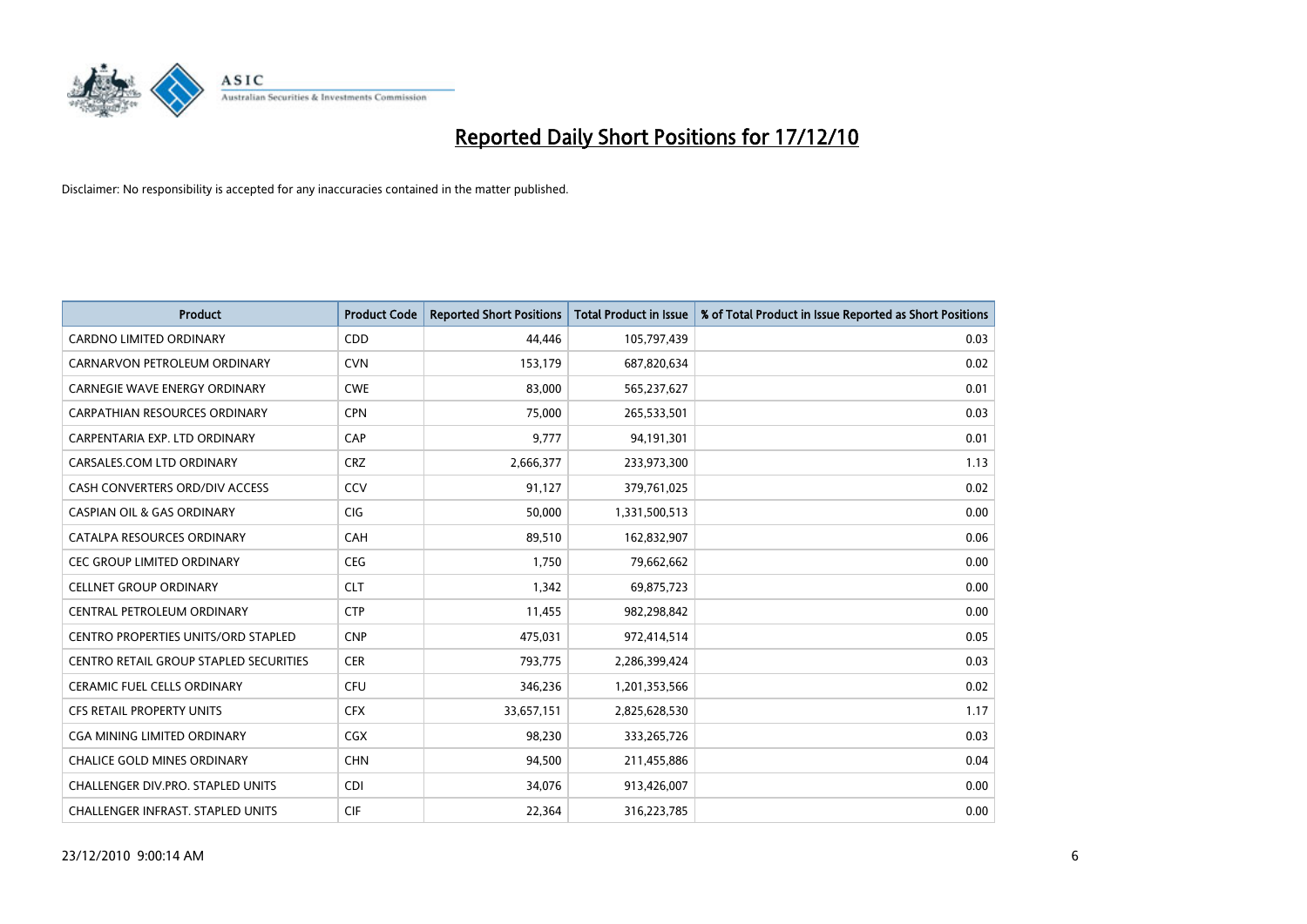# Reported Daily Short Positions for 17/12/10

Disclaimer: No responsibility is accepted for any inaccuracies contained in the matter published.

| Product | Product Code | Reported Short Positions | Total Product in Issue | % of Total Product in Issue Reported as Short Positions |
|---|---|---|---|---|
| CARDNO LIMITED ORDINARY | CDD | 44,446 | 105,797,439 | 0.03 |
| CARNARVON PETROLEUM ORDINARY | CVN | 153,179 | 687,820,634 | 0.02 |
| CARNEGIE WAVE ENERGY ORDINARY | CWE | 83,000 | 565,237,627 | 0.01 |
| CARPATHIAN RESOURCES ORDINARY | CPN | 75,000 | 265,533,501 | 0.03 |
| CARPENTARIA EXP. LTD ORDINARY | CAP | 9,777 | 94,191,301 | 0.01 |
| CARSALES.COM LTD ORDINARY | CRZ | 2,666,377 | 233,973,300 | 1.13 |
| CASH CONVERTERS ORD/DIV ACCESS | CCV | 91,127 | 379,761,025 | 0.02 |
| CASPIAN OIL & GAS ORDINARY | CIG | 50,000 | 1,331,500,513 | 0.00 |
| CATALPA RESOURCES ORDINARY | CAH | 89,510 | 162,832,907 | 0.06 |
| CEC GROUP LIMITED ORDINARY | CEG | 1,750 | 79,662,662 | 0.00 |
| CELLNET GROUP ORDINARY | CLT | 1,342 | 69,875,723 | 0.00 |
| CENTRAL PETROLEUM ORDINARY | CTP | 11,455 | 982,298,842 | 0.00 |
| CENTRO PROPERTIES UNITS/ORD STAPLED | CNP | 475,031 | 972,414,514 | 0.05 |
| CENTRO RETAIL GROUP STAPLED SECURITIES | CER | 793,775 | 2,286,399,424 | 0.03 |
| CERAMIC FUEL CELLS ORDINARY | CFU | 346,236 | 1,201,353,566 | 0.02 |
| CFS RETAIL PROPERTY UNITS | CFX | 33,657,151 | 2,825,628,530 | 1.17 |
| CGA MINING LIMITED ORDINARY | CGX | 98,230 | 333,265,726 | 0.03 |
| CHALICE GOLD MINES ORDINARY | CHN | 94,500 | 211,455,886 | 0.04 |
| CHALLENGER DIV.PRO. STAPLED UNITS | CDI | 34,076 | 913,426,007 | 0.00 |
| CHALLENGER INFRAST. STAPLED UNITS | CIF | 22,364 | 316,223,785 | 0.00 |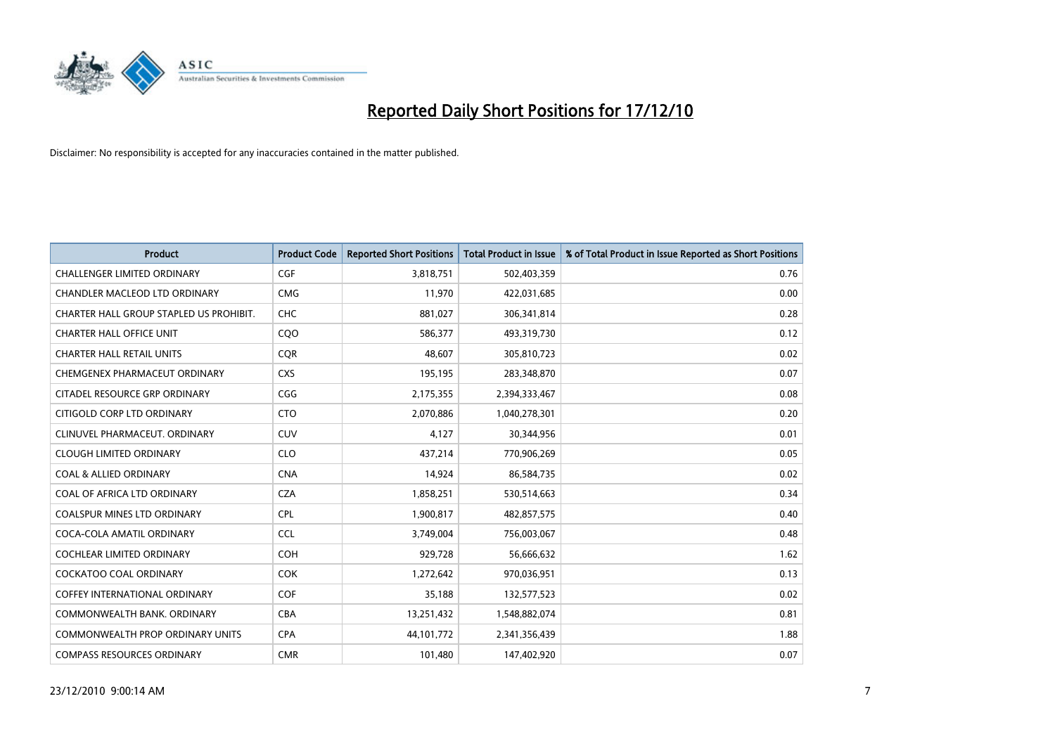# Reported Daily Short Positions for 17/12/10

Disclaimer: No responsibility is accepted for any inaccuracies contained in the matter published.

| Product | Product Code | Reported Short Positions | Total Product in Issue | % of Total Product in Issue Reported as Short Positions |
|---|---|---|---|---|
| CHALLENGER LIMITED ORDINARY | CGF | 3,818,751 | 502,403,359 | 0.76 |
| CHANDLER MACLEOD LTD ORDINARY | CMG | 11,970 | 422,031,685 | 0.00 |
| CHARTER HALL GROUP STAPLED US PROHIBIT. | CHC | 881,027 | 306,341,814 | 0.28 |
| CHARTER HALL OFFICE UNIT | CQO | 586,377 | 493,319,730 | 0.12 |
| CHARTER HALL RETAIL UNITS | CQR | 48,607 | 305,810,723 | 0.02 |
| CHEMGENEX PHARMACEUT ORDINARY | CXS | 195,195 | 283,348,870 | 0.07 |
| CITADEL RESOURCE GRP ORDINARY | CGG | 2,175,355 | 2,394,333,467 | 0.08 |
| CITIGOLD CORP LTD ORDINARY | CTO | 2,070,886 | 1,040,278,301 | 0.20 |
| CLINUVEL PHARMACEUT. ORDINARY | CUV | 4,127 | 30,344,956 | 0.01 |
| CLOUGH LIMITED ORDINARY | CLO | 437,214 | 770,906,269 | 0.05 |
| COAL & ALLIED ORDINARY | CNA | 14,924 | 86,584,735 | 0.02 |
| COAL OF AFRICA LTD ORDINARY | CZA | 1,858,251 | 530,514,663 | 0.34 |
| COALSPUR MINES LTD ORDINARY | CPL | 1,900,817 | 482,857,575 | 0.40 |
| COCA-COLA AMATIL ORDINARY | CCL | 3,749,004 | 756,003,067 | 0.48 |
| COCHLEAR LIMITED ORDINARY | COH | 929,728 | 56,666,632 | 1.62 |
| COCKATOO COAL ORDINARY | COK | 1,272,642 | 970,036,951 | 0.13 |
| COFFEY INTERNATIONAL ORDINARY | COF | 35,188 | 132,577,523 | 0.02 |
| COMMONWEALTH BANK. ORDINARY | CBA | 13,251,432 | 1,548,882,074 | 0.81 |
| COMMONWEALTH PROP ORDINARY UNITS | CPA | 44,101,772 | 2,341,356,439 | 1.88 |
| COMPASS RESOURCES ORDINARY | CMR | 101,480 | 147,402,920 | 0.07 |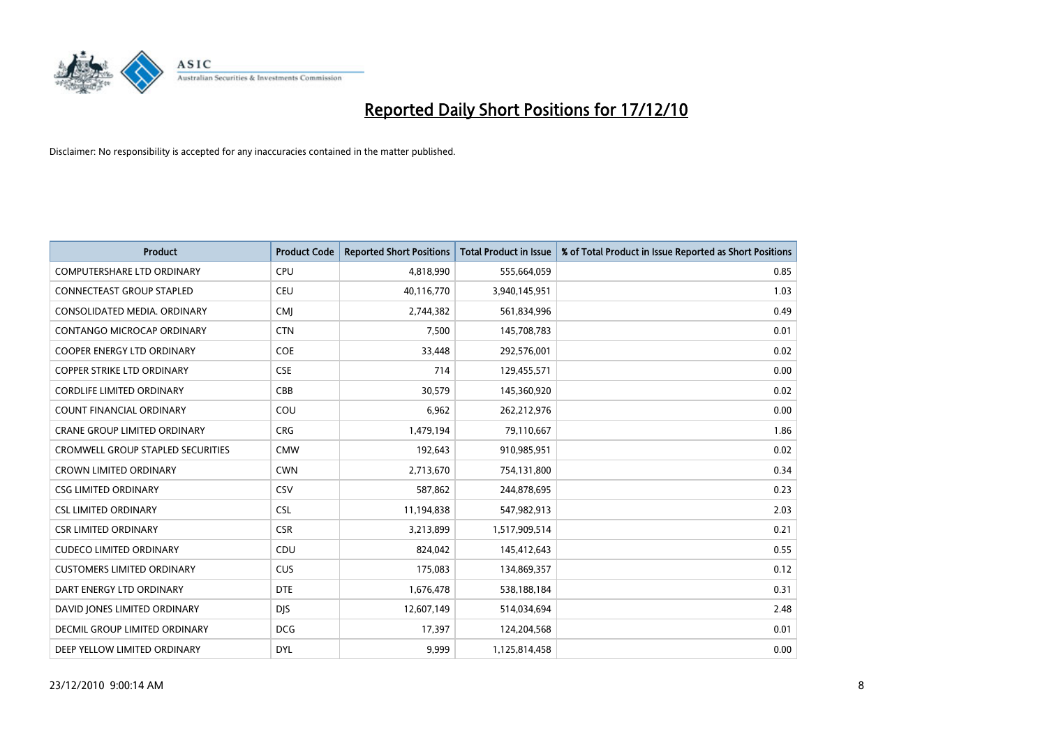# Reported Daily Short Positions for 17/12/10

Disclaimer: No responsibility is accepted for any inaccuracies contained in the matter published.

| Product | Product Code | Reported Short Positions | Total Product in Issue | % of Total Product in Issue Reported as Short Positions |
|---|---|---|---|---|
| COMPUTERSHARE LTD ORDINARY | CPU | 4,818,990 | 555,664,059 | 0.85 |
| CONNECTEAST GROUP STAPLED | CEU | 40,116,770 | 3,940,145,951 | 1.03 |
| CONSOLIDATED MEDIA. ORDINARY | CMJ | 2,744,382 | 561,834,996 | 0.49 |
| CONTANGO MICROCAP ORDINARY | CTN | 7,500 | 145,708,783 | 0.01 |
| COOPER ENERGY LTD ORDINARY | COE | 33,448 | 292,576,001 | 0.02 |
| COPPER STRIKE LTD ORDINARY | CSE | 714 | 129,455,571 | 0.00 |
| CORDLIFE LIMITED ORDINARY | CBB | 30,579 | 145,360,920 | 0.02 |
| COUNT FINANCIAL ORDINARY | COU | 6,962 | 262,212,976 | 0.00 |
| CRANE GROUP LIMITED ORDINARY | CRG | 1,479,194 | 79,110,667 | 1.86 |
| CROMWELL GROUP STAPLED SECURITIES | CMW | 192,643 | 910,985,951 | 0.02 |
| CROWN LIMITED ORDINARY | CWN | 2,713,670 | 754,131,800 | 0.34 |
| CSG LIMITED ORDINARY | CSV | 587,862 | 244,878,695 | 0.23 |
| CSL LIMITED ORDINARY | CSL | 11,194,838 | 547,982,913 | 2.03 |
| CSR LIMITED ORDINARY | CSR | 3,213,899 | 1,517,909,514 | 0.21 |
| CUDECO LIMITED ORDINARY | CDU | 824,042 | 145,412,643 | 0.55 |
| CUSTOMERS LIMITED ORDINARY | CUS | 175,083 | 134,869,357 | 0.12 |
| DART ENERGY LTD ORDINARY | DTE | 1,676,478 | 538,188,184 | 0.31 |
| DAVID JONES LIMITED ORDINARY | DJS | 12,607,149 | 514,034,694 | 2.48 |
| DECMIL GROUP LIMITED ORDINARY | DCG | 17,397 | 124,204,568 | 0.01 |
| DEEP YELLOW LIMITED ORDINARY | DYL | 9,999 | 1,125,814,458 | 0.00 |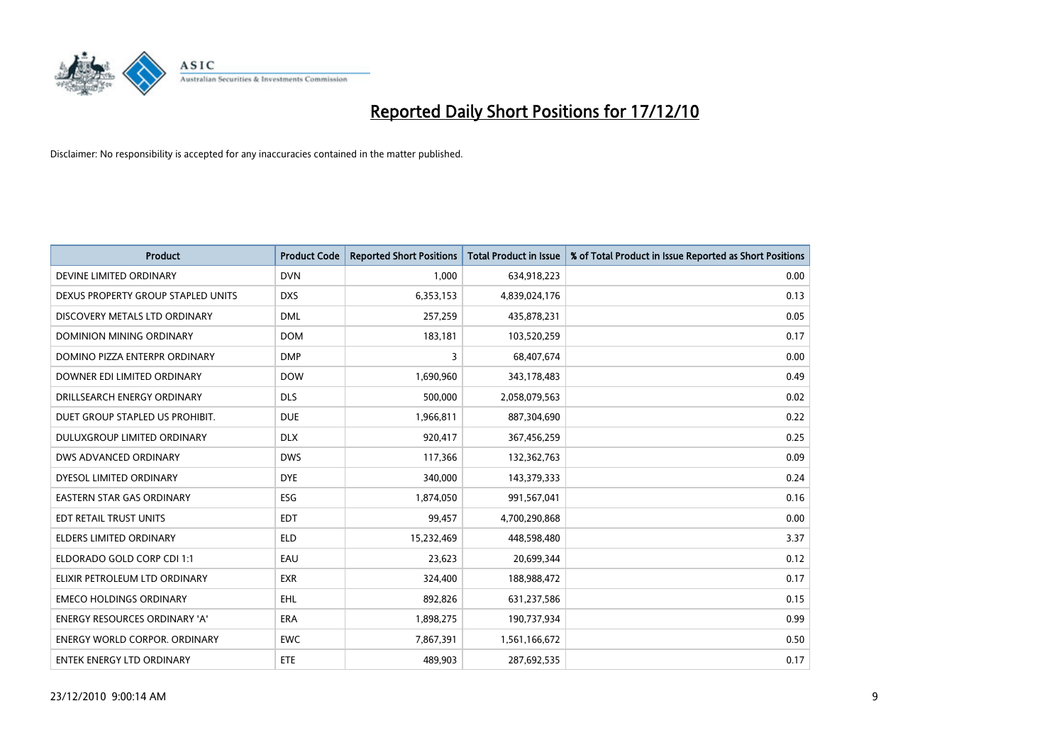# Reported Daily Short Positions for 17/12/10

Disclaimer: No responsibility is accepted for any inaccuracies contained in the matter published.

| Product | Product Code | Reported Short Positions | Total Product in Issue | % of Total Product in Issue Reported as Short Positions |
|---|---|---|---|---|
| DEVINE LIMITED ORDINARY | DVN | 1,000 | 634,918,223 | 0.00 |
| DEXUS PROPERTY GROUP STAPLED UNITS | DXS | 6,353,153 | 4,839,024,176 | 0.13 |
| DISCOVERY METALS LTD ORDINARY | DML | 257,259 | 435,878,231 | 0.05 |
| DOMINION MINING ORDINARY | DOM | 183,181 | 103,520,259 | 0.17 |
| DOMINO PIZZA ENTERPR ORDINARY | DMP | 3 | 68,407,674 | 0.00 |
| DOWNER EDI LIMITED ORDINARY | DOW | 1,690,960 | 343,178,483 | 0.49 |
| DRILLSEARCH ENERGY ORDINARY | DLS | 500,000 | 2,058,079,563 | 0.02 |
| DUET GROUP STAPLED US PROHIBIT. | DUE | 1,966,811 | 887,304,690 | 0.22 |
| DULUXGROUP LIMITED ORDINARY | DLX | 920,417 | 367,456,259 | 0.25 |
| DWS ADVANCED ORDINARY | DWS | 117,366 | 132,362,763 | 0.09 |
| DYESOL LIMITED ORDINARY | DYE | 340,000 | 143,379,333 | 0.24 |
| EASTERN STAR GAS ORDINARY | ESG | 1,874,050 | 991,567,041 | 0.16 |
| EDT RETAIL TRUST UNITS | EDT | 99,457 | 4,700,290,868 | 0.00 |
| ELDERS LIMITED ORDINARY | ELD | 15,232,469 | 448,598,480 | 3.37 |
| ELDORADO GOLD CORP CDI 1:1 | EAU | 23,623 | 20,699,344 | 0.12 |
| ELIXIR PETROLEUM LTD ORDINARY | EXR | 324,400 | 188,988,472 | 0.17 |
| EMECO HOLDINGS ORDINARY | EHL | 892,826 | 631,237,586 | 0.15 |
| ENERGY RESOURCES ORDINARY 'A' | ERA | 1,898,275 | 190,737,934 | 0.99 |
| ENERGY WORLD CORPOR. ORDINARY | EWC | 7,867,391 | 1,561,166,672 | 0.50 |
| ENTEK ENERGY LTD ORDINARY | ETE | 489,903 | 287,692,535 | 0.17 |

23/12/2010 9:00:14 AM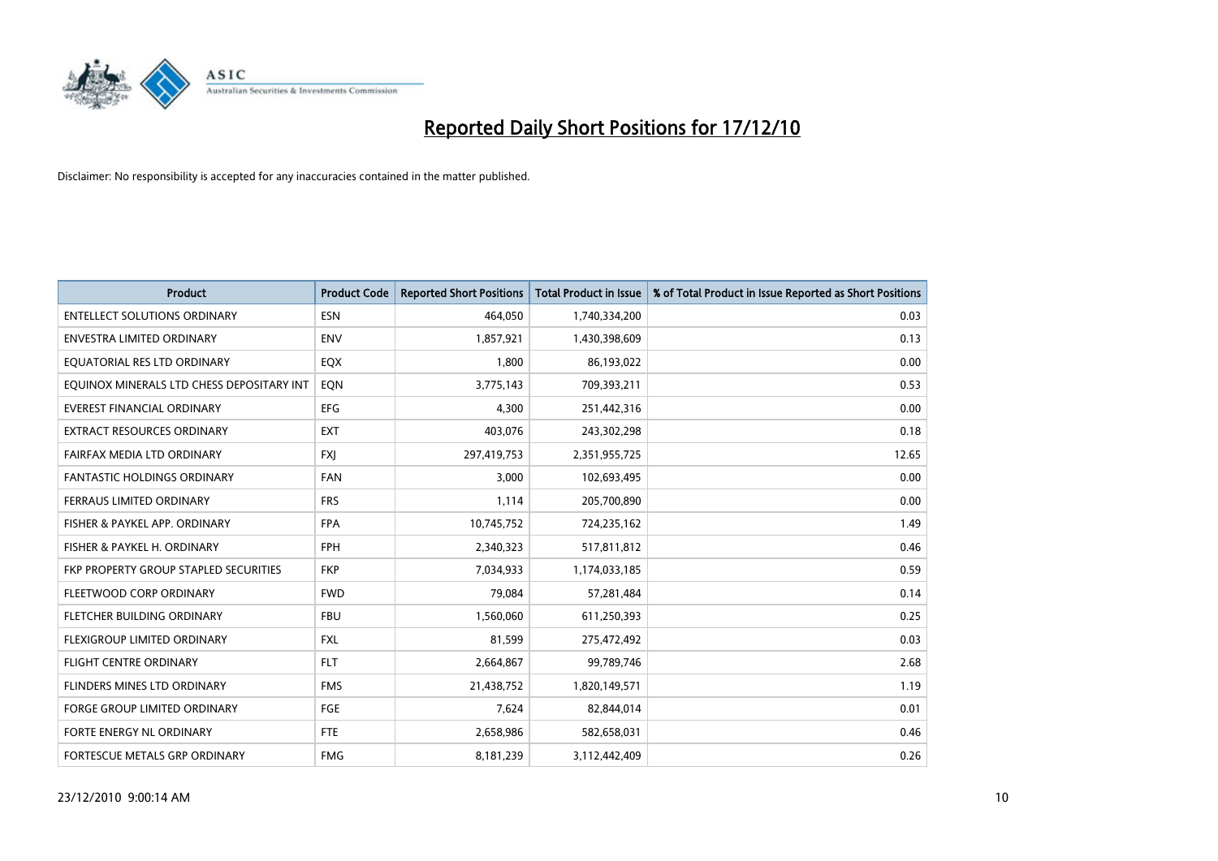# Reported Daily Short Positions for 17/12/10

Disclaimer: No responsibility is accepted for any inaccuracies contained in the matter published.

| Product | Product Code | Reported Short Positions | Total Product in Issue | % of Total Product in Issue Reported as Short Positions |
|---|---|---|---|---|
| ENTELLECT SOLUTIONS ORDINARY | ESN | 464,050 | 1,740,334,200 | 0.03 |
| ENVESTRA LIMITED ORDINARY | ENV | 1,857,921 | 1,430,398,609 | 0.13 |
| EQUATORIAL RES LTD ORDINARY | EQX | 1,800 | 86,193,022 | 0.00 |
| EQUINOX MINERALS LTD CHESS DEPOSITARY INT | EQN | 3,775,143 | 709,393,211 | 0.53 |
| EVEREST FINANCIAL ORDINARY | EFG | 4,300 | 251,442,316 | 0.00 |
| EXTRACT RESOURCES ORDINARY | EXT | 403,076 | 243,302,298 | 0.18 |
| FAIRFAX MEDIA LTD ORDINARY | FXJ | 297,419,753 | 2,351,955,725 | 12.65 |
| FANTASTIC HOLDINGS ORDINARY | FAN | 3,000 | 102,693,495 | 0.00 |
| FERRAUS LIMITED ORDINARY | FRS | 1,114 | 205,700,890 | 0.00 |
| FISHER & PAYKEL APP. ORDINARY | FPA | 10,745,752 | 724,235,162 | 1.49 |
| FISHER & PAYKEL H. ORDINARY | FPH | 2,340,323 | 517,811,812 | 0.46 |
| FKP PROPERTY GROUP STAPLED SECURITIES | FKP | 7,034,933 | 1,174,033,185 | 0.59 |
| FLEETWOOD CORP ORDINARY | FWD | 79,084 | 57,281,484 | 0.14 |
| FLETCHER BUILDING ORDINARY | FBU | 1,560,060 | 611,250,393 | 0.25 |
| FLEXIGROUP LIMITED ORDINARY | FXL | 81,599 | 275,472,492 | 0.03 |
| FLIGHT CENTRE ORDINARY | FLT | 2,664,867 | 99,789,746 | 2.68 |
| FLINDERS MINES LTD ORDINARY | FMS | 21,438,752 | 1,820,149,571 | 1.19 |
| FORGE GROUP LIMITED ORDINARY | FGE | 7,624 | 82,844,014 | 0.01 |
| FORTE ENERGY NL ORDINARY | FTE | 2,658,986 | 582,658,031 | 0.46 |
| FORTESCUE METALS GRP ORDINARY | FMG | 8,181,239 | 3,112,442,409 | 0.26 |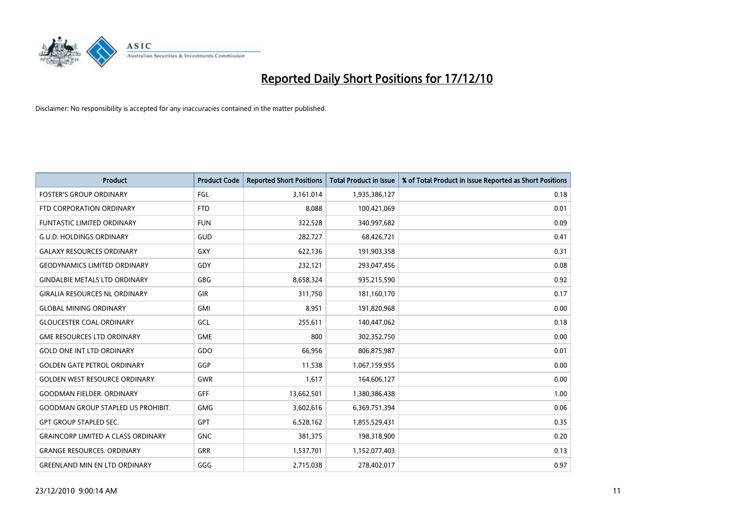# Reported Daily Short Positions for 17/12/10

Disclaimer: No responsibility is accepted for any inaccuracies contained in the matter published.

| Product | Product Code | Reported Short Positions | Total Product in Issue | % of Total Product in Issue Reported as Short Positions |
|---|---|---|---|---|
| FOSTER'S GROUP ORDINARY | FGL | 3,161,014 | 1,935,386,127 | 0.18 |
| FTD CORPORATION ORDINARY | FTD | 8,088 | 100,421,069 | 0.01 |
| FUNTASTIC LIMITED ORDINARY | FUN | 322,528 | 340,997,682 | 0.09 |
| G.U.D. HOLDINGS ORDINARY | GUD | 282,727 | 68,426,721 | 0.41 |
| GALAXY RESOURCES ORDINARY | GXY | 622,136 | 191,903,358 | 0.31 |
| GEODYNAMICS LIMITED ORDINARY | GDY | 232,121 | 293,047,456 | 0.08 |
| GINDALBIE METALS LTD ORDINARY | GBG | 8,658,324 | 935,215,590 | 0.92 |
| GIRALIA RESOURCES NL ORDINARY | GIR | 311,750 | 181,160,170 | 0.17 |
| GLOBAL MINING ORDINARY | GMI | 8,951 | 191,820,968 | 0.00 |
| GLOUCESTER COAL ORDINARY | GCL | 255,611 | 140,447,062 | 0.18 |
| GME RESOURCES LTD ORDINARY | GME | 800 | 302,352,750 | 0.00 |
| GOLD ONE INT LTD ORDINARY | GDO | 66,956 | 806,875,987 | 0.01 |
| GOLDEN GATE PETROL ORDINARY | GGP | 11,538 | 1,067,159,955 | 0.00 |
| GOLDEN WEST RESOURCE ORDINARY | GWR | 1,617 | 164,606,127 | 0.00 |
| GOODMAN FIELDER. ORDINARY | GFF | 13,662,501 | 1,380,386,438 | 1.00 |
| GOODMAN GROUP STAPLED US PROHIBIT. | GMG | 3,602,616 | 6,369,751,394 | 0.06 |
| GPT GROUP STAPLED SEC. | GPT | 6,528,162 | 1,855,529,431 | 0.35 |
| GRAINCORP LIMITED A CLASS ORDINARY | GNC | 381,375 | 198,318,900 | 0.20 |
| GRANGE RESOURCES. ORDINARY | GRR | 1,537,701 | 1,152,077,403 | 0.13 |
| GREENLAND MIN EN LTD ORDINARY | GGG | 2,715,038 | 278,402,017 | 0.97 |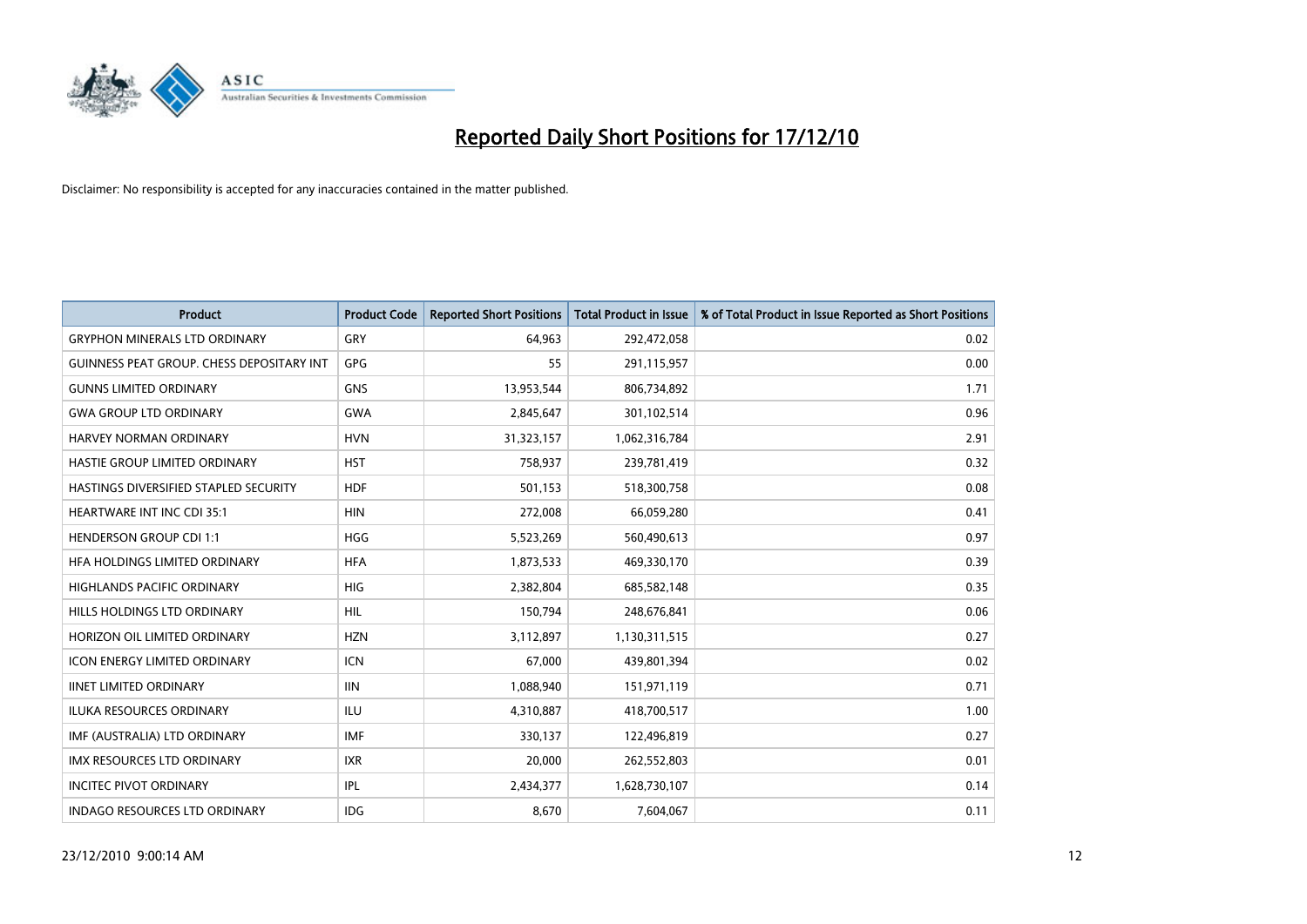# Reported Daily Short Positions for 17/12/10

Disclaimer: No responsibility is accepted for any inaccuracies contained in the matter published.

| Product | Product Code | Reported Short Positions | Total Product in Issue | % of Total Product in Issue Reported as Short Positions |
|---|---|---|---|---|
| GRYPHON MINERALS LTD ORDINARY | GRY | 64,963 | 292,472,058 | 0.02 |
| GUINNESS PEAT GROUP. CHESS DEPOSITARY INT | GPG | 55 | 291,115,957 | 0.00 |
| GUNNS LIMITED ORDINARY | GNS | 13,953,544 | 806,734,892 | 1.71 |
| GWA GROUP LTD ORDINARY | GWA | 2,845,647 | 301,102,514 | 0.96 |
| HARVEY NORMAN ORDINARY | HVN | 31,323,157 | 1,062,316,784 | 2.91 |
| HASTIE GROUP LIMITED ORDINARY | HST | 758,937 | 239,781,419 | 0.32 |
| HASTINGS DIVERSIFIED STAPLED SECURITY | HDF | 501,153 | 518,300,758 | 0.08 |
| HEARTWARE INT INC CDI 35:1 | HIN | 272,008 | 66,059,280 | 0.41 |
| HENDERSON GROUP CDI 1:1 | HGG | 5,523,269 | 560,490,613 | 0.97 |
| HFA HOLDINGS LIMITED ORDINARY | HFA | 1,873,533 | 469,330,170 | 0.39 |
| HIGHLANDS PACIFIC ORDINARY | HIG | 2,382,804 | 685,582,148 | 0.35 |
| HILLS HOLDINGS LTD ORDINARY | HIL | 150,794 | 248,676,841 | 0.06 |
| HORIZON OIL LIMITED ORDINARY | HZN | 3,112,897 | 1,130,311,515 | 0.27 |
| ICON ENERGY LIMITED ORDINARY | ICN | 67,000 | 439,801,394 | 0.02 |
| IINET LIMITED ORDINARY | IIN | 1,088,940 | 151,971,119 | 0.71 |
| ILUKA RESOURCES ORDINARY | ILU | 4,310,887 | 418,700,517 | 1.00 |
| IMF (AUSTRALIA) LTD ORDINARY | IMF | 330,137 | 122,496,819 | 0.27 |
| IMX RESOURCES LTD ORDINARY | IXR | 20,000 | 262,552,803 | 0.01 |
| INCITEC PIVOT ORDINARY | IPL | 2,434,377 | 1,628,730,107 | 0.14 |
| INDAGO RESOURCES LTD ORDINARY | IDG | 8,670 | 7,604,067 | 0.11 |

23/12/2010 9:00:14 AM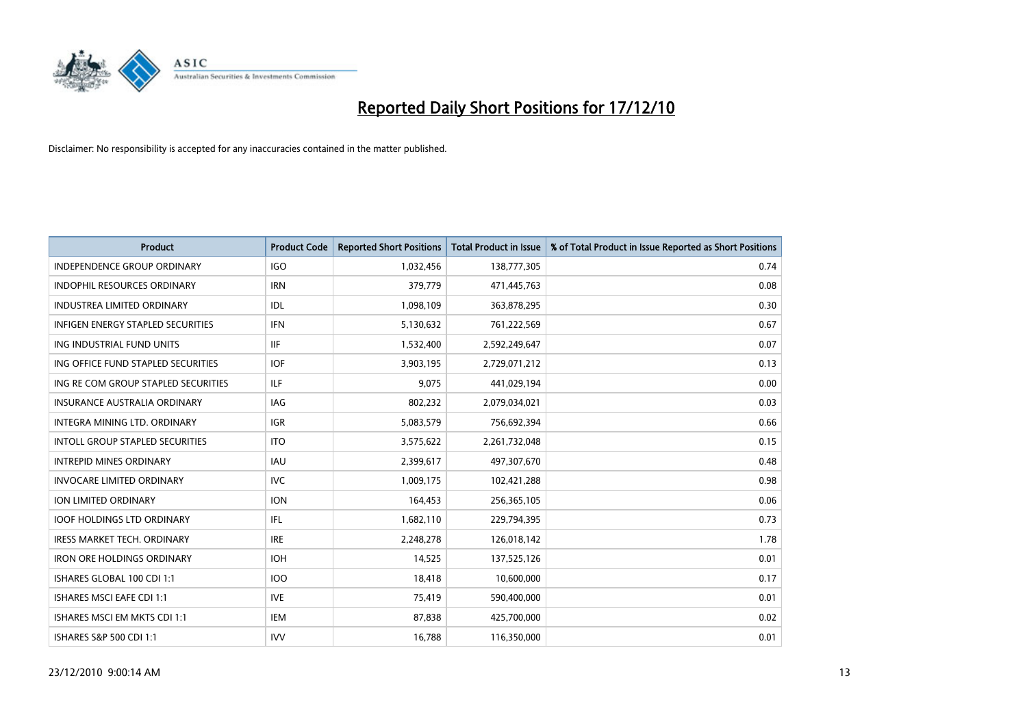# Reported Daily Short Positions for 17/12/10

Disclaimer: No responsibility is accepted for any inaccuracies contained in the matter published.

| Product | Product Code | Reported Short Positions | Total Product in Issue | % of Total Product in Issue Reported as Short Positions |
|---|---|---|---|---|
| INDEPENDENCE GROUP ORDINARY | IGO | 1,032,456 | 138,777,305 | 0.74 |
| INDOPHIL RESOURCES ORDINARY | IRN | 379,779 | 471,445,763 | 0.08 |
| INDUSTREA LIMITED ORDINARY | IDL | 1,098,109 | 363,878,295 | 0.30 |
| INFIGEN ENERGY STAPLED SECURITIES | IFN | 5,130,632 | 761,222,569 | 0.67 |
| ING INDUSTRIAL FUND UNITS | IIF | 1,532,400 | 2,592,249,647 | 0.07 |
| ING OFFICE FUND STAPLED SECURITIES | IOF | 3,903,195 | 2,729,071,212 | 0.13 |
| ING RE COM GROUP STAPLED SECURITIES | ILF | 9,075 | 441,029,194 | 0.00 |
| INSURANCE AUSTRALIA ORDINARY | IAG | 802,232 | 2,079,034,021 | 0.03 |
| INTEGRA MINING LTD. ORDINARY | IGR | 5,083,579 | 756,692,394 | 0.66 |
| INTOLL GROUP STAPLED SECURITIES | ITO | 3,575,622 | 2,261,732,048 | 0.15 |
| INTREPID MINES ORDINARY | IAU | 2,399,617 | 497,307,670 | 0.48 |
| INVOCARE LIMITED ORDINARY | IVC | 1,009,175 | 102,421,288 | 0.98 |
| ION LIMITED ORDINARY | ION | 164,453 | 256,365,105 | 0.06 |
| IOOF HOLDINGS LTD ORDINARY | IFL | 1,682,110 | 229,794,395 | 0.73 |
| IRESS MARKET TECH. ORDINARY | IRE | 2,248,278 | 126,018,142 | 1.78 |
| IRON ORE HOLDINGS ORDINARY | IOH | 14,525 | 137,525,126 | 0.01 |
| ISHARES GLOBAL 100 CDI 1:1 | IOO | 18,418 | 10,600,000 | 0.17 |
| ISHARES MSCI EAFE CDI 1:1 | IVE | 75,419 | 590,400,000 | 0.01 |
| ISHARES MSCI EM MKTS CDI 1:1 | IEM | 87,838 | 425,700,000 | 0.02 |
| ISHARES S&P 500 CDI 1:1 | IVV | 16,788 | 116,350,000 | 0.01 |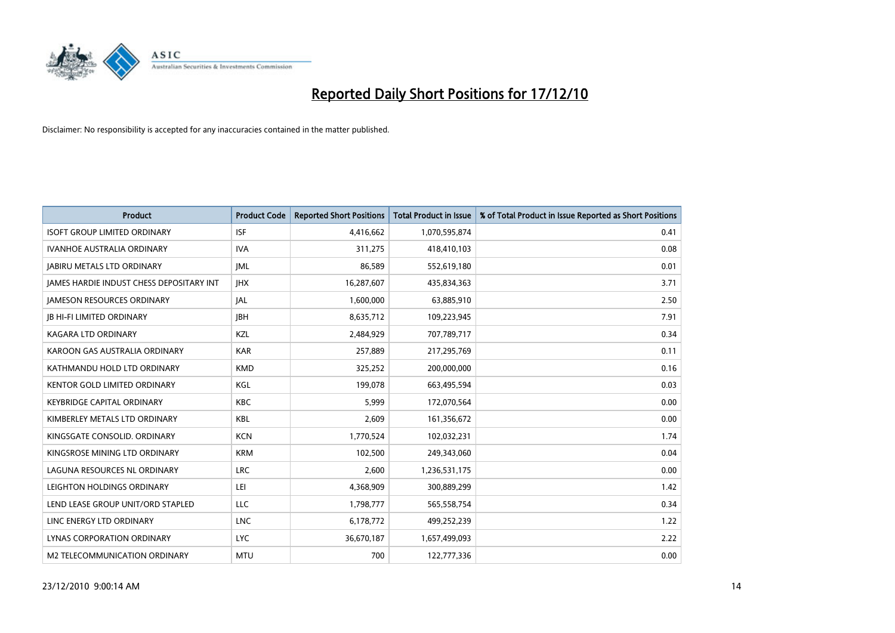# Reported Daily Short Positions for 17/12/10

Disclaimer: No responsibility is accepted for any inaccuracies contained in the matter published.

| Product | Product Code | Reported Short Positions | Total Product in Issue | % of Total Product in Issue Reported as Short Positions |
|---|---|---|---|---|
| ISOFT GROUP LIMITED ORDINARY | ISF | 4,416,662 | 1,070,595,874 | 0.41 |
| IVANHOE AUSTRALIA ORDINARY | IVA | 311,275 | 418,410,103 | 0.08 |
| JABIRU METALS LTD ORDINARY | JML | 86,589 | 552,619,180 | 0.01 |
| JAMES HARDIE INDUST CHESS DEPOSITARY INT | JHX | 16,287,607 | 435,834,363 | 3.71 |
| JAMESON RESOURCES ORDINARY | JAL | 1,600,000 | 63,885,910 | 2.50 |
| JB HI-FI LIMITED ORDINARY | JBH | 8,635,712 | 109,223,945 | 7.91 |
| KAGARA LTD ORDINARY | KZL | 2,484,929 | 707,789,717 | 0.34 |
| KAROON GAS AUSTRALIA ORDINARY | KAR | 257,889 | 217,295,769 | 0.11 |
| KATHMANDU HOLD LTD ORDINARY | KMD | 325,252 | 200,000,000 | 0.16 |
| KENTOR GOLD LIMITED ORDINARY | KGL | 199,078 | 663,495,594 | 0.03 |
| KEYBRIDGE CAPITAL ORDINARY | KBC | 5,999 | 172,070,564 | 0.00 |
| KIMBERLEY METALS LTD ORDINARY | KBL | 2,609 | 161,356,672 | 0.00 |
| KINGSGATE CONSOLID. ORDINARY | KCN | 1,770,524 | 102,032,231 | 1.74 |
| KINGSROSE MINING LTD ORDINARY | KRM | 102,500 | 249,343,060 | 0.04 |
| LAGUNA RESOURCES NL ORDINARY | LRC | 2,600 | 1,236,531,175 | 0.00 |
| LEIGHTON HOLDINGS ORDINARY | LEI | 4,368,909 | 300,889,299 | 1.42 |
| LEND LEASE GROUP UNIT/ORD STAPLED | LLC | 1,798,777 | 565,558,754 | 0.34 |
| LINC ENERGY LTD ORDINARY | LNC | 6,178,772 | 499,252,239 | 1.22 |
| LYNAS CORPORATION ORDINARY | LYC | 36,670,187 | 1,657,499,093 | 2.22 |
| M2 TELECOMMUNICATION ORDINARY | MTU | 700 | 122,777,336 | 0.00 |

23/12/2010 9:00:14 AM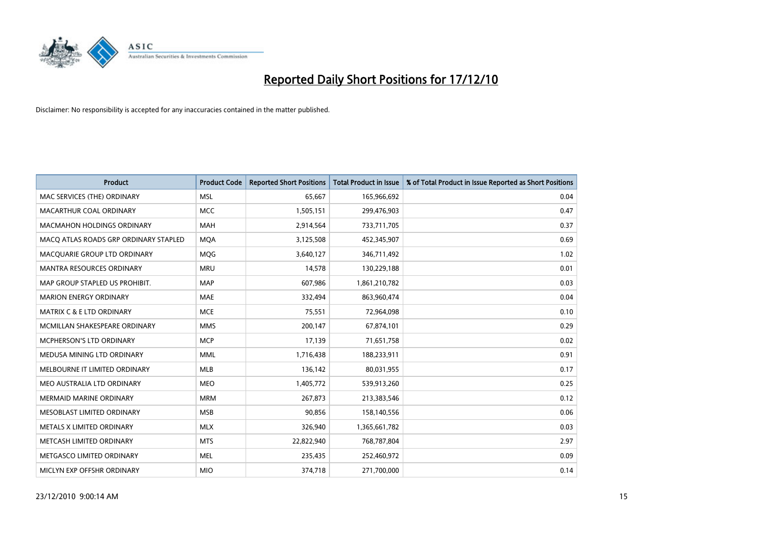# Reported Daily Short Positions for 17/12/10

Disclaimer: No responsibility is accepted for any inaccuracies contained in the matter published.

| Product | Product Code | Reported Short Positions | Total Product in Issue | % of Total Product in Issue Reported as Short Positions |
|---|---|---|---|---|
| MAC SERVICES (THE) ORDINARY | MSL | 65,667 | 165,966,692 | 0.04 |
| MACARTHUR COAL ORDINARY | MCC | 1,505,151 | 299,476,903 | 0.47 |
| MACMAHON HOLDINGS ORDINARY | MAH | 2,914,564 | 733,711,705 | 0.37 |
| MACQ ATLAS ROADS GRP ORDINARY STAPLED | MQA | 3,125,508 | 452,345,907 | 0.69 |
| MACQUARIE GROUP LTD ORDINARY | MQG | 3,640,127 | 346,711,492 | 1.02 |
| MANTRA RESOURCES ORDINARY | MRU | 14,578 | 130,229,188 | 0.01 |
| MAP GROUP STAPLED US PROHIBIT. | MAP | 607,986 | 1,861,210,782 | 0.03 |
| MARION ENERGY ORDINARY | MAE | 332,494 | 863,960,474 | 0.04 |
| MATRIX C & E LTD ORDINARY | MCE | 75,551 | 72,964,098 | 0.10 |
| MCMILLAN SHAKESPEARE ORDINARY | MMS | 200,147 | 67,874,101 | 0.29 |
| MCPHERSON'S LTD ORDINARY | MCP | 17,139 | 71,651,758 | 0.02 |
| MEDUSA MINING LTD ORDINARY | MML | 1,716,438 | 188,233,911 | 0.91 |
| MELBOURNE IT LIMITED ORDINARY | MLB | 136,142 | 80,031,955 | 0.17 |
| MEO AUSTRALIA LTD ORDINARY | MEO | 1,405,772 | 539,913,260 | 0.25 |
| MERMAID MARINE ORDINARY | MRM | 267,873 | 213,383,546 | 0.12 |
| MESOBLAST LIMITED ORDINARY | MSB | 90,856 | 158,140,556 | 0.06 |
| METALS X LIMITED ORDINARY | MLX | 326,940 | 1,365,661,782 | 0.03 |
| METCASH LIMITED ORDINARY | MTS | 22,822,940 | 768,787,804 | 2.97 |
| METGASCO LIMITED ORDINARY | MEL | 235,435 | 252,460,972 | 0.09 |
| MICLYN EXP OFFSHR ORDINARY | MIO | 374,718 | 271,700,000 | 0.14 |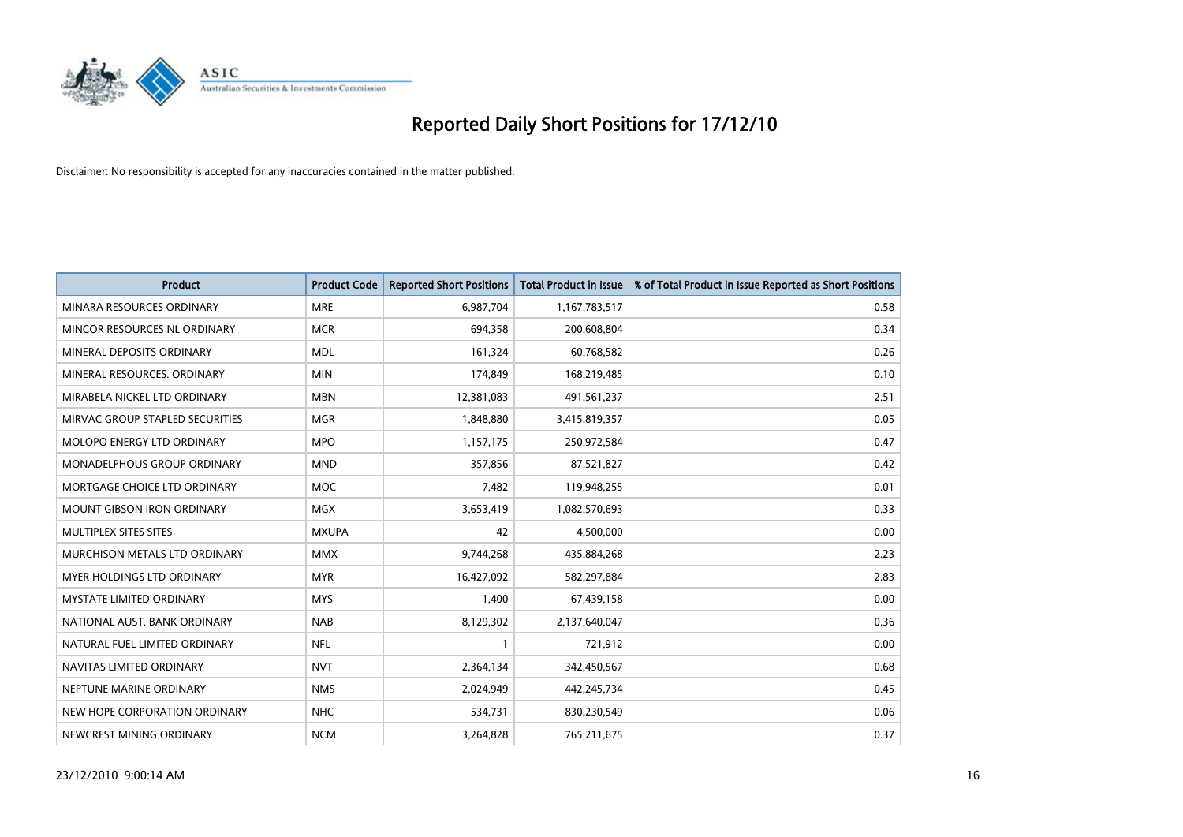# Reported Daily Short Positions for 17/12/10

Disclaimer: No responsibility is accepted for any inaccuracies contained in the matter published.

| Product | Product Code | Reported Short Positions | Total Product in Issue | % of Total Product in Issue Reported as Short Positions |
|---|---|---|---|---|
| MINARA RESOURCES ORDINARY | MRE | 6,987,704 | 1,167,783,517 | 0.58 |
| MINCOR RESOURCES NL ORDINARY | MCR | 694,358 | 200,608,804 | 0.34 |
| MINERAL DEPOSITS ORDINARY | MDL | 161,324 | 60,768,582 | 0.26 |
| MINERAL RESOURCES. ORDINARY | MIN | 174,849 | 168,219,485 | 0.10 |
| MIRABELA NICKEL LTD ORDINARY | MBN | 12,381,083 | 491,561,237 | 2.51 |
| MIRVAC GROUP STAPLED SECURITIES | MGR | 1,848,880 | 3,415,819,357 | 0.05 |
| MOLOPO ENERGY LTD ORDINARY | MPO | 1,157,175 | 250,972,584 | 0.47 |
| MONADELPHOUS GROUP ORDINARY | MND | 357,856 | 87,521,827 | 0.42 |
| MORTGAGE CHOICE LTD ORDINARY | MOC | 7,482 | 119,948,255 | 0.01 |
| MOUNT GIBSON IRON ORDINARY | MGX | 3,653,419 | 1,082,570,693 | 0.33 |
| MULTIPLEX SITES SITES | MXUPA | 42 | 4,500,000 | 0.00 |
| MURCHISON METALS LTD ORDINARY | MMX | 9,744,268 | 435,884,268 | 2.23 |
| MYER HOLDINGS LTD ORDINARY | MYR | 16,427,092 | 582,297,884 | 2.83 |
| MYSTATE LIMITED ORDINARY | MYS | 1,400 | 67,439,158 | 0.00 |
| NATIONAL AUST. BANK ORDINARY | NAB | 8,129,302 | 2,137,640,047 | 0.36 |
| NATURAL FUEL LIMITED ORDINARY | NFL | 1 | 721,912 | 0.00 |
| NAVITAS LIMITED ORDINARY | NVT | 2,364,134 | 342,450,567 | 0.68 |
| NEPTUNE MARINE ORDINARY | NMS | 2,024,949 | 442,245,734 | 0.45 |
| NEW HOPE CORPORATION ORDINARY | NHC | 534,731 | 830,230,549 | 0.06 |
| NEWCREST MINING ORDINARY | NCM | 3,264,828 | 765,211,675 | 0.37 |

23/12/2010 9:00:14 AM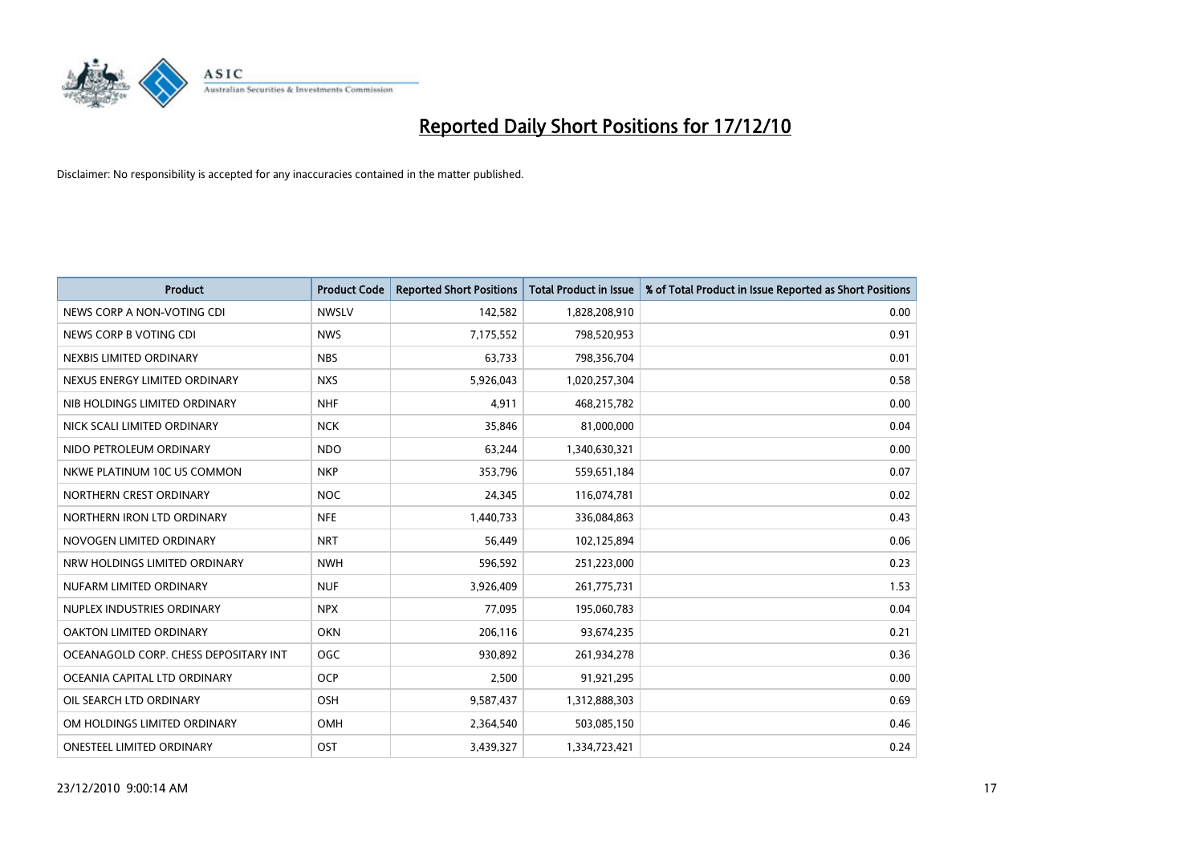# Reported Daily Short Positions for 17/12/10

Disclaimer: No responsibility is accepted for any inaccuracies contained in the matter published.

| Product | Product Code | Reported Short Positions | Total Product in Issue | % of Total Product in Issue Reported as Short Positions |
|---|---|---|---|---|
| NEWS CORP A NON-VOTING CDI | NWSLV | 142,582 | 1,828,208,910 | 0.00 |
| NEWS CORP B VOTING CDI | NWS | 7,175,552 | 798,520,953 | 0.91 |
| NEXBIS LIMITED ORDINARY | NBS | 63,733 | 798,356,704 | 0.01 |
| NEXUS ENERGY LIMITED ORDINARY | NXS | 5,926,043 | 1,020,257,304 | 0.58 |
| NIB HOLDINGS LIMITED ORDINARY | NHF | 4,911 | 468,215,782 | 0.00 |
| NICK SCALI LIMITED ORDINARY | NCK | 35,846 | 81,000,000 | 0.04 |
| NIDO PETROLEUM ORDINARY | NDO | 63,244 | 1,340,630,321 | 0.00 |
| NKWE PLATINUM 10C US COMMON | NKP | 353,796 | 559,651,184 | 0.07 |
| NORTHERN CREST ORDINARY | NOC | 24,345 | 116,074,781 | 0.02 |
| NORTHERN IRON LTD ORDINARY | NFE | 1,440,733 | 336,084,863 | 0.43 |
| NOVOGEN LIMITED ORDINARY | NRT | 56,449 | 102,125,894 | 0.06 |
| NRW HOLDINGS LIMITED ORDINARY | NWH | 596,592 | 251,223,000 | 0.23 |
| NUFARM LIMITED ORDINARY | NUF | 3,926,409 | 261,775,731 | 1.53 |
| NUPLEX INDUSTRIES ORDINARY | NPX | 77,095 | 195,060,783 | 0.04 |
| OAKTON LIMITED ORDINARY | OKN | 206,116 | 93,674,235 | 0.21 |
| OCEANAGOLD CORP. CHESS DEPOSITARY INT | OGC | 930,892 | 261,934,278 | 0.36 |
| OCEANIA CAPITAL LTD ORDINARY | OCP | 2,500 | 91,921,295 | 0.00 |
| OIL SEARCH LTD ORDINARY | OSH | 9,587,437 | 1,312,888,303 | 0.69 |
| OM HOLDINGS LIMITED ORDINARY | OMH | 2,364,540 | 503,085,150 | 0.46 |
| ONESTEEL LIMITED ORDINARY | OST | 3,439,327 | 1,334,723,421 | 0.24 |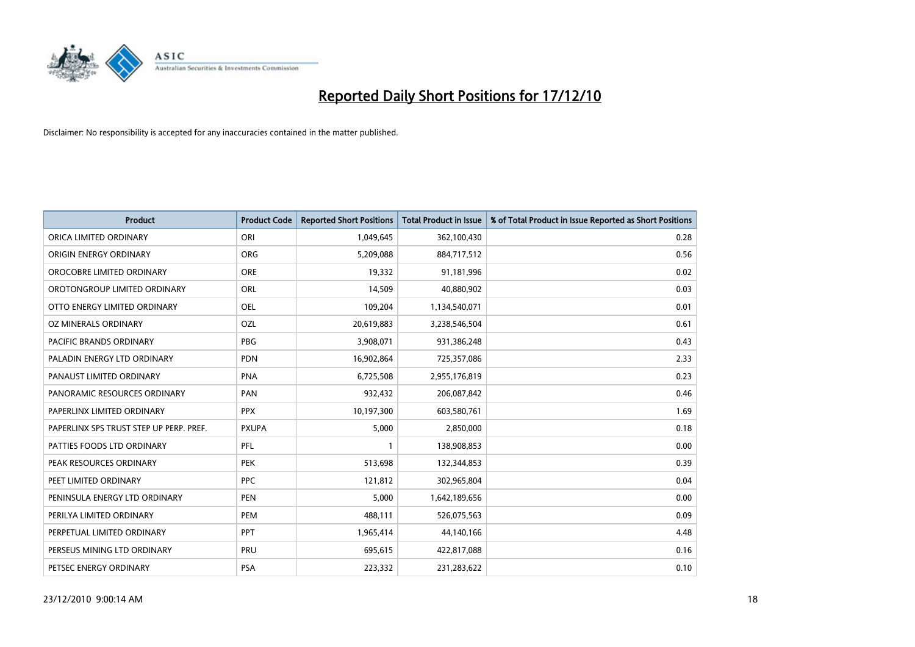# Reported Daily Short Positions for 17/12/10

Disclaimer: No responsibility is accepted for any inaccuracies contained in the matter published.

| Product | Product Code | Reported Short Positions | Total Product in Issue | % of Total Product in Issue Reported as Short Positions |
|---|---|---|---|---|
| ORICA LIMITED ORDINARY | ORI | 1,049,645 | 362,100,430 | 0.28 |
| ORIGIN ENERGY ORDINARY | ORG | 5,209,088 | 884,717,512 | 0.56 |
| OROCOBRE LIMITED ORDINARY | ORE | 19,332 | 91,181,996 | 0.02 |
| OROTONGROUP LIMITED ORDINARY | ORL | 14,509 | 40,880,902 | 0.03 |
| OTTO ENERGY LIMITED ORDINARY | OEL | 109,204 | 1,134,540,071 | 0.01 |
| OZ MINERALS ORDINARY | OZL | 20,619,883 | 3,238,546,504 | 0.61 |
| PACIFIC BRANDS ORDINARY | PBG | 3,908,071 | 931,386,248 | 0.43 |
| PALADIN ENERGY LTD ORDINARY | PDN | 16,902,864 | 725,357,086 | 2.33 |
| PANAUST LIMITED ORDINARY | PNA | 6,725,508 | 2,955,176,819 | 0.23 |
| PANORAMIC RESOURCES ORDINARY | PAN | 932,432 | 206,087,842 | 0.46 |
| PAPERLINX LIMITED ORDINARY | PPX | 10,197,300 | 603,580,761 | 1.69 |
| PAPERLINX SPS TRUST STEP UP PERP. PREF. | PXUPA | 5,000 | 2,850,000 | 0.18 |
| PATTIES FOODS LTD ORDINARY | PFL | 1 | 138,908,853 | 0.00 |
| PEAK RESOURCES ORDINARY | PEK | 513,698 | 132,344,853 | 0.39 |
| PEET LIMITED ORDINARY | PPC | 121,812 | 302,965,804 | 0.04 |
| PENINSULA ENERGY LTD ORDINARY | PEN | 5,000 | 1,642,189,656 | 0.00 |
| PERILYA LIMITED ORDINARY | PEM | 488,111 | 526,075,563 | 0.09 |
| PERPETUAL LIMITED ORDINARY | PPT | 1,965,414 | 44,140,166 | 4.48 |
| PERSEUS MINING LTD ORDINARY | PRU | 695,615 | 422,817,088 | 0.16 |
| PETSEC ENERGY ORDINARY | PSA | 223,332 | 231,283,622 | 0.10 |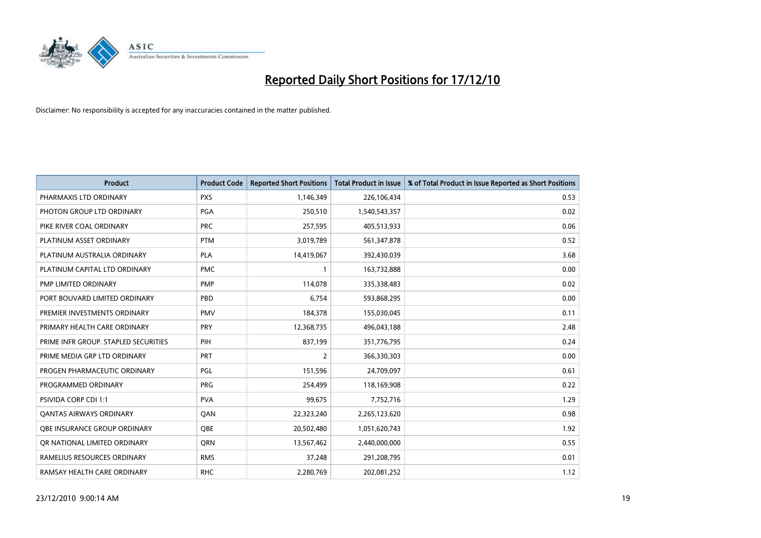# Reported Daily Short Positions for 17/12/10

Disclaimer: No responsibility is accepted for any inaccuracies contained in the matter published.

| Product | Product Code | Reported Short Positions | Total Product in Issue | % of Total Product in Issue Reported as Short Positions |
|---|---|---|---|---|
| PHARMAXIS LTD ORDINARY | PXS | 1,146,349 | 226,106,434 | 0.53 |
| PHOTON GROUP LTD ORDINARY | PGA | 250,510 | 1,540,543,357 | 0.02 |
| PIKE RIVER COAL ORDINARY | PRC | 257,595 | 405,513,933 | 0.06 |
| PLATINUM ASSET ORDINARY | PTM | 3,019,789 | 561,347,878 | 0.52 |
| PLATINUM AUSTRALIA ORDINARY | PLA | 14,419,067 | 392,430,039 | 3.68 |
| PLATINUM CAPITAL LTD ORDINARY | PMC | 1 | 163,732,888 | 0.00 |
| PMP LIMITED ORDINARY | PMP | 114,078 | 335,338,483 | 0.02 |
| PORT BOUVARD LIMITED ORDINARY | PBD | 6,754 | 593,868,295 | 0.00 |
| PREMIER INVESTMENTS ORDINARY | PMV | 184,378 | 155,030,045 | 0.11 |
| PRIMARY HEALTH CARE ORDINARY | PRY | 12,368,735 | 496,043,188 | 2.48 |
| PRIME INFR GROUP. STAPLED SECURITIES | PIH | 837,199 | 351,776,795 | 0.24 |
| PRIME MEDIA GRP LTD ORDINARY | PRT | 2 | 366,330,303 | 0.00 |
| PROGEN PHARMACEUTIC ORDINARY | PGL | 151,596 | 24,709,097 | 0.61 |
| PROGRAMMED ORDINARY | PRG | 254,499 | 118,169,908 | 0.22 |
| PSIVIDA CORP CDI 1:1 | PVA | 99,675 | 7,752,716 | 1.29 |
| QANTAS AIRWAYS ORDINARY | QAN | 22,323,240 | 2,265,123,620 | 0.98 |
| QBE INSURANCE GROUP ORDINARY | QBE | 20,502,480 | 1,051,620,743 | 1.92 |
| QR NATIONAL LIMITED ORDINARY | QRN | 13,567,462 | 2,440,000,000 | 0.55 |
| RAMELIUS RESOURCES ORDINARY | RMS | 37,248 | 291,208,795 | 0.01 |
| RAMSAY HEALTH CARE ORDINARY | RHC | 2,280,769 | 202,081,252 | 1.12 |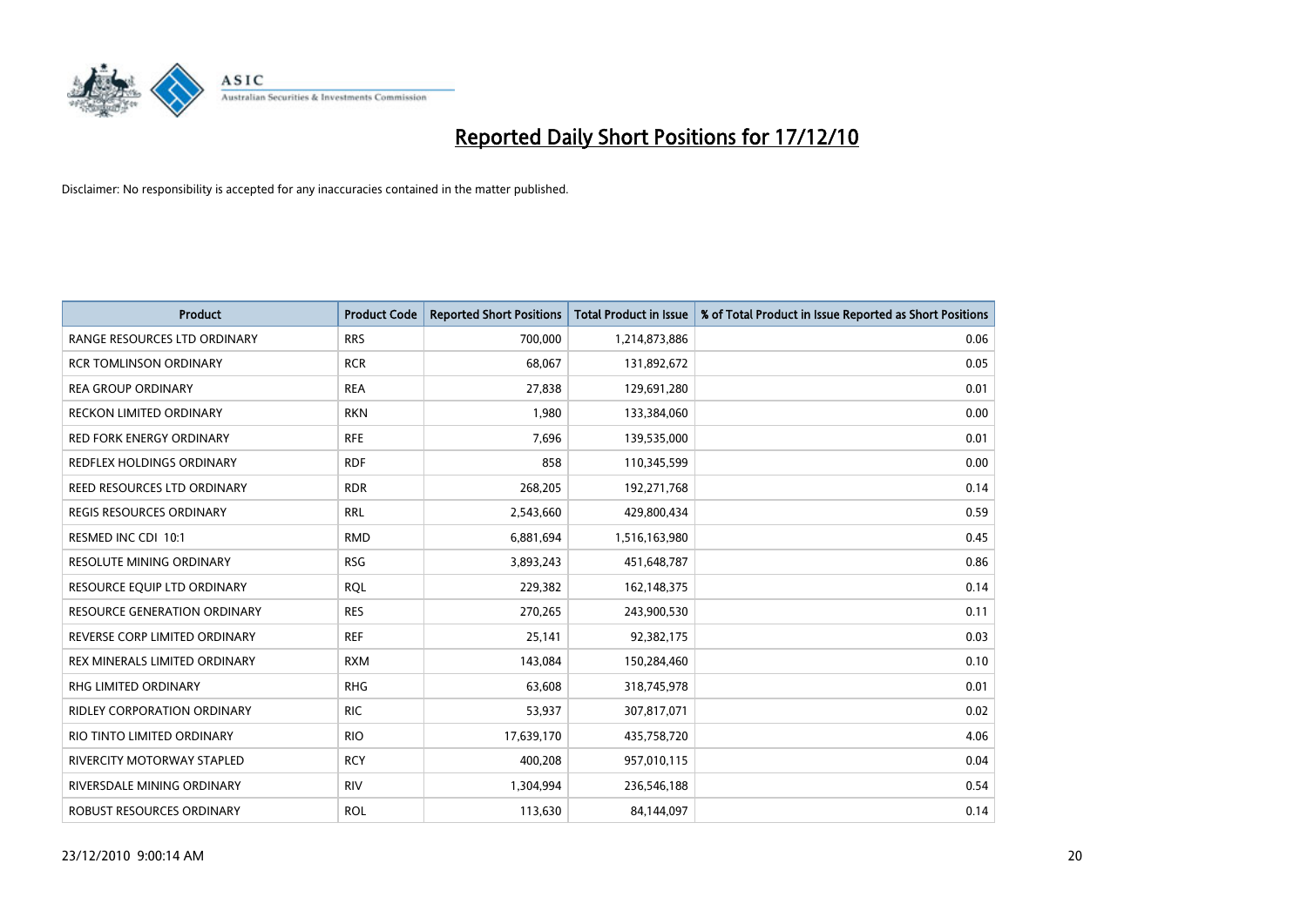# Reported Daily Short Positions for 17/12/10

Disclaimer: No responsibility is accepted for any inaccuracies contained in the matter published.

| Product | Product Code | Reported Short Positions | Total Product in Issue | % of Total Product in Issue Reported as Short Positions |
|---|---|---|---|---|
| RANGE RESOURCES LTD ORDINARY | RRS | 700,000 | 1,214,873,886 | 0.06 |
| RCR TOMLINSON ORDINARY | RCR | 68,067 | 131,892,672 | 0.05 |
| REA GROUP ORDINARY | REA | 27,838 | 129,691,280 | 0.01 |
| RECKON LIMITED ORDINARY | RKN | 1,980 | 133,384,060 | 0.00 |
| RED FORK ENERGY ORDINARY | RFE | 7,696 | 139,535,000 | 0.01 |
| REDFLEX HOLDINGS ORDINARY | RDF | 858 | 110,345,599 | 0.00 |
| REED RESOURCES LTD ORDINARY | RDR | 268,205 | 192,271,768 | 0.14 |
| REGIS RESOURCES ORDINARY | RRL | 2,543,660 | 429,800,434 | 0.59 |
| RESMED INC CDI 10:1 | RMD | 6,881,694 | 1,516,163,980 | 0.45 |
| RESOLUTE MINING ORDINARY | RSG | 3,893,243 | 451,648,787 | 0.86 |
| RESOURCE EQUIP LTD ORDINARY | RQL | 229,382 | 162,148,375 | 0.14 |
| RESOURCE GENERATION ORDINARY | RES | 270,265 | 243,900,530 | 0.11 |
| REVERSE CORP LIMITED ORDINARY | REF | 25,141 | 92,382,175 | 0.03 |
| REX MINERALS LIMITED ORDINARY | RXM | 143,084 | 150,284,460 | 0.10 |
| RHG LIMITED ORDINARY | RHG | 63,608 | 318,745,978 | 0.01 |
| RIDLEY CORPORATION ORDINARY | RIC | 53,937 | 307,817,071 | 0.02 |
| RIO TINTO LIMITED ORDINARY | RIO | 17,639,170 | 435,758,720 | 4.06 |
| RIVERCITY MOTORWAY STAPLED | RCY | 400,208 | 957,010,115 | 0.04 |
| RIVERSDALE MINING ORDINARY | RIV | 1,304,994 | 236,546,188 | 0.54 |
| ROBUST RESOURCES ORDINARY | ROL | 113,630 | 84,144,097 | 0.14 |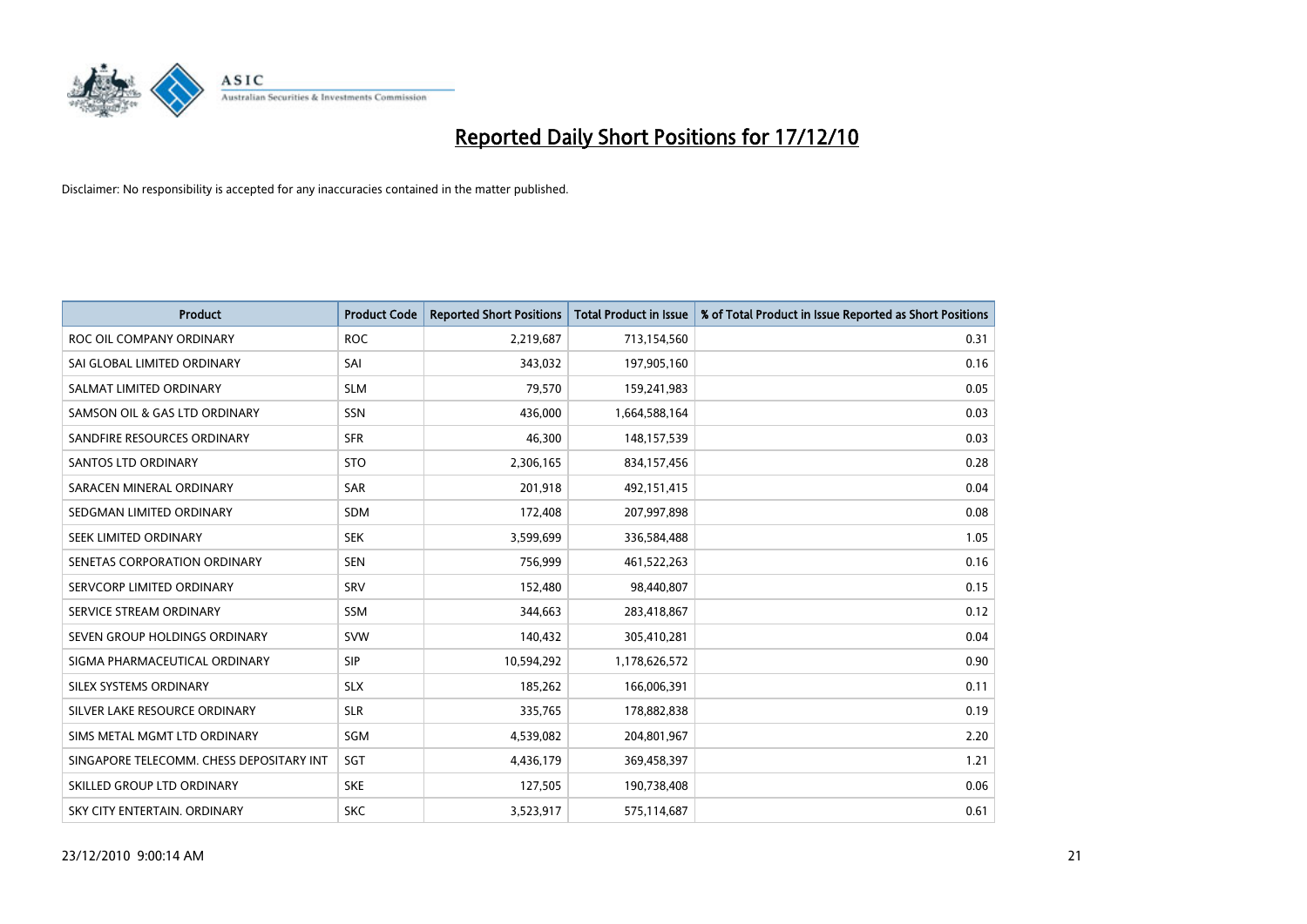# Reported Daily Short Positions for 17/12/10

Disclaimer: No responsibility is accepted for any inaccuracies contained in the matter published.

| Product | Product Code | Reported Short Positions | Total Product in Issue | % of Total Product in Issue Reported as Short Positions |
|---|---|---|---|---|
| ROC OIL COMPANY ORDINARY | ROC | 2,219,687 | 713,154,560 | 0.31 |
| SAI GLOBAL LIMITED ORDINARY | SAI | 343,032 | 197,905,160 | 0.16 |
| SALMAT LIMITED ORDINARY | SLM | 79,570 | 159,241,983 | 0.05 |
| SAMSON OIL & GAS LTD ORDINARY | SSN | 436,000 | 1,664,588,164 | 0.03 |
| SANDFIRE RESOURCES ORDINARY | SFR | 46,300 | 148,157,539 | 0.03 |
| SANTOS LTD ORDINARY | STO | 2,306,165 | 834,157,456 | 0.28 |
| SARACEN MINERAL ORDINARY | SAR | 201,918 | 492,151,415 | 0.04 |
| SEDGMAN LIMITED ORDINARY | SDM | 172,408 | 207,997,898 | 0.08 |
| SEEK LIMITED ORDINARY | SEK | 3,599,699 | 336,584,488 | 1.05 |
| SENETAS CORPORATION ORDINARY | SEN | 756,999 | 461,522,263 | 0.16 |
| SERVCORP LIMITED ORDINARY | SRV | 152,480 | 98,440,807 | 0.15 |
| SERVICE STREAM ORDINARY | SSM | 344,663 | 283,418,867 | 0.12 |
| SEVEN GROUP HOLDINGS ORDINARY | SVW | 140,432 | 305,410,281 | 0.04 |
| SIGMA PHARMACEUTICAL ORDINARY | SIP | 10,594,292 | 1,178,626,572 | 0.90 |
| SILEX SYSTEMS ORDINARY | SLX | 185,262 | 166,006,391 | 0.11 |
| SILVER LAKE RESOURCE ORDINARY | SLR | 335,765 | 178,882,838 | 0.19 |
| SIMS METAL MGMT LTD ORDINARY | SGM | 4,539,082 | 204,801,967 | 2.20 |
| SINGAPORE TELECOMM. CHESS DEPOSITARY INT | SGT | 4,436,179 | 369,458,397 | 1.21 |
| SKILLED GROUP LTD ORDINARY | SKE | 127,505 | 190,738,408 | 0.06 |
| SKY CITY ENTERTAIN. ORDINARY | SKC | 3,523,917 | 575,114,687 | 0.61 |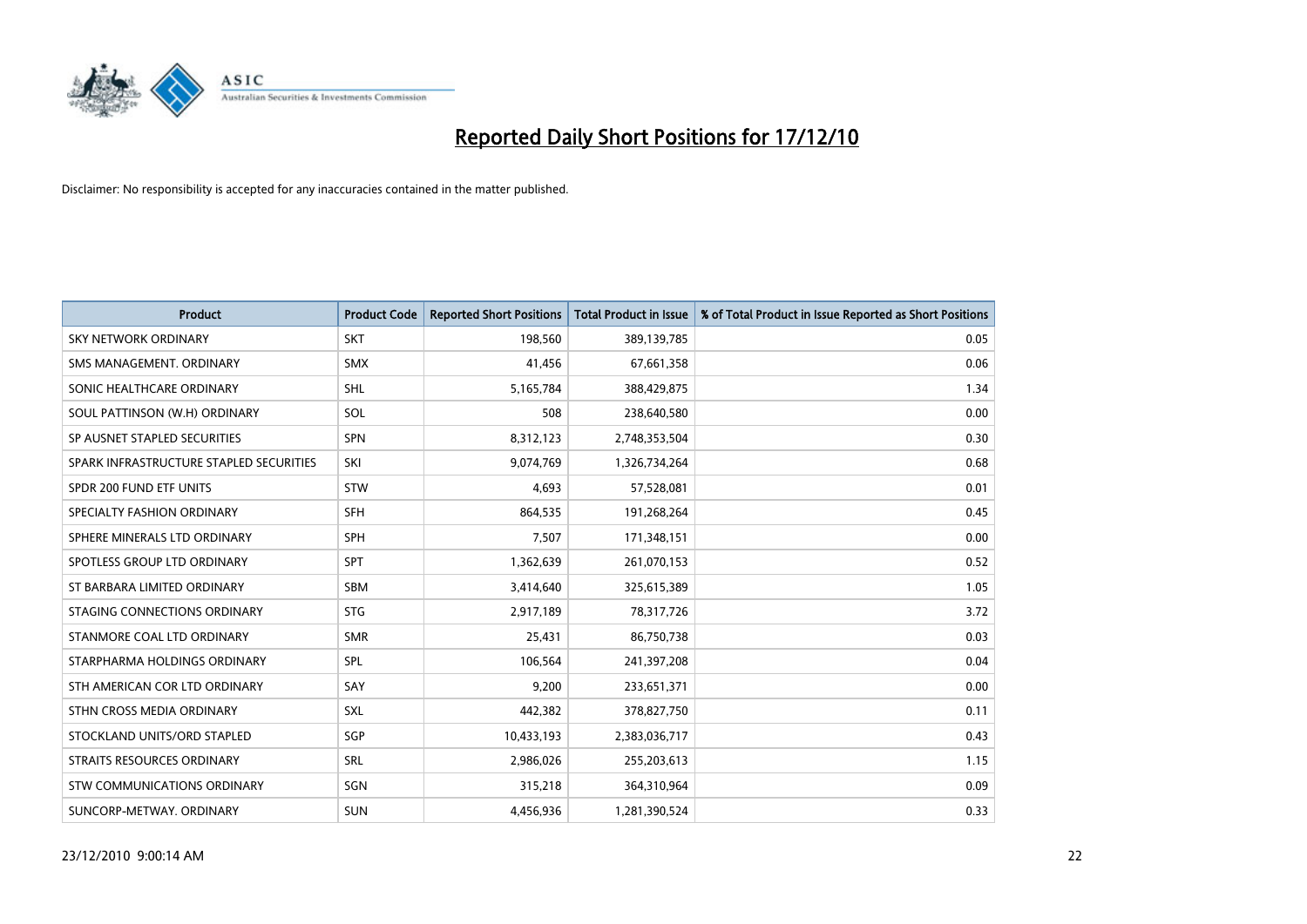# Reported Daily Short Positions for 17/12/10

Disclaimer: No responsibility is accepted for any inaccuracies contained in the matter published.

| Product | Product Code | Reported Short Positions | Total Product in Issue | % of Total Product in Issue Reported as Short Positions |
|---|---|---|---|---|
| SKY NETWORK ORDINARY | SKT | 198,560 | 389,139,785 | 0.05 |
| SMS MANAGEMENT. ORDINARY | SMX | 41,456 | 67,661,358 | 0.06 |
| SONIC HEALTHCARE ORDINARY | SHL | 5,165,784 | 388,429,875 | 1.34 |
| SOUL PATTINSON (W.H) ORDINARY | SOL | 508 | 238,640,580 | 0.00 |
| SP AUSNET STAPLED SECURITIES | SPN | 8,312,123 | 2,748,353,504 | 0.30 |
| SPARK INFRASTRUCTURE STAPLED SECURITIES | SKI | 9,074,769 | 1,326,734,264 | 0.68 |
| SPDR 200 FUND ETF UNITS | STW | 4,693 | 57,528,081 | 0.01 |
| SPECIALTY FASHION ORDINARY | SFH | 864,535 | 191,268,264 | 0.45 |
| SPHERE MINERALS LTD ORDINARY | SPH | 7,507 | 171,348,151 | 0.00 |
| SPOTLESS GROUP LTD ORDINARY | SPT | 1,362,639 | 261,070,153 | 0.52 |
| ST BARBARA LIMITED ORDINARY | SBM | 3,414,640 | 325,615,389 | 1.05 |
| STAGING CONNECTIONS ORDINARY | STG | 2,917,189 | 78,317,726 | 3.72 |
| STANMORE COAL LTD ORDINARY | SMR | 25,431 | 86,750,738 | 0.03 |
| STARPHARMA HOLDINGS ORDINARY | SPL | 106,564 | 241,397,208 | 0.04 |
| STH AMERICAN COR LTD ORDINARY | SAY | 9,200 | 233,651,371 | 0.00 |
| STHN CROSS MEDIA ORDINARY | SXL | 442,382 | 378,827,750 | 0.11 |
| STOCKLAND UNITS/ORD STAPLED | SGP | 10,433,193 | 2,383,036,717 | 0.43 |
| STRAITS RESOURCES ORDINARY | SRL | 2,986,026 | 255,203,613 | 1.15 |
| STW COMMUNICATIONS ORDINARY | SGN | 315,218 | 364,310,964 | 0.09 |
| SUNCORP-METWAY. ORDINARY | SUN | 4,456,936 | 1,281,390,524 | 0.33 |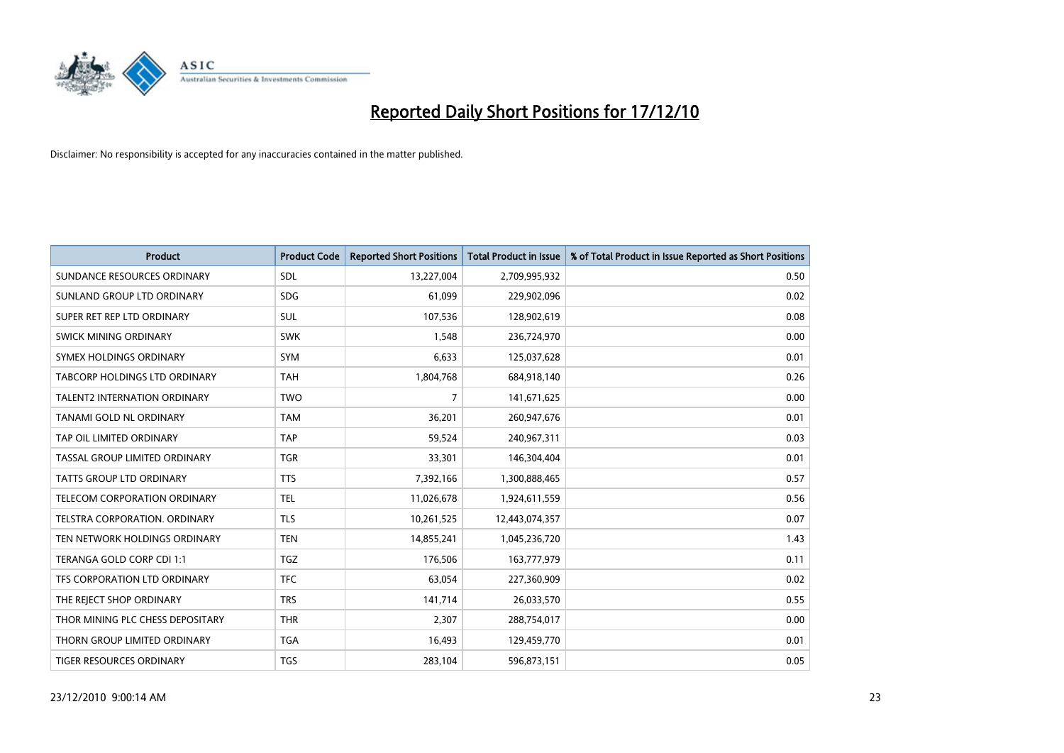# Reported Daily Short Positions for 17/12/10

Disclaimer: No responsibility is accepted for any inaccuracies contained in the matter published.

| Product | Product Code | Reported Short Positions | Total Product in Issue | % of Total Product in Issue Reported as Short Positions |
| --- | --- | --- | --- | --- |
| SUNDANCE RESOURCES ORDINARY | SDL | 13,227,004 | 2,709,995,932 | 0.50 |
| SUNLAND GROUP LTD ORDINARY | SDG | 61,099 | 229,902,096 | 0.02 |
| SUPER RET REP LTD ORDINARY | SUL | 107,536 | 128,902,619 | 0.08 |
| SWICK MINING ORDINARY | SWK | 1,548 | 236,724,970 | 0.00 |
| SYMEX HOLDINGS ORDINARY | SYM | 6,633 | 125,037,628 | 0.01 |
| TABCORP HOLDINGS LTD ORDINARY | TAH | 1,804,768 | 684,918,140 | 0.26 |
| TALENT2 INTERNATION ORDINARY | TWO | 7 | 141,671,625 | 0.00 |
| TANAMI GOLD NL ORDINARY | TAM | 36,201 | 260,947,676 | 0.01 |
| TAP OIL LIMITED ORDINARY | TAP | 59,524 | 240,967,311 | 0.03 |
| TASSAL GROUP LIMITED ORDINARY | TGR | 33,301 | 146,304,404 | 0.01 |
| TATTS GROUP LTD ORDINARY | TTS | 7,392,166 | 1,300,888,465 | 0.57 |
| TELECOM CORPORATION ORDINARY | TEL | 11,026,678 | 1,924,611,559 | 0.56 |
| TELSTRA CORPORATION. ORDINARY | TLS | 10,261,525 | 12,443,074,357 | 0.07 |
| TEN NETWORK HOLDINGS ORDINARY | TEN | 14,855,241 | 1,045,236,720 | 1.43 |
| TERANGA GOLD CORP CDI 1:1 | TGZ | 176,506 | 163,777,979 | 0.11 |
| TFS CORPORATION LTD ORDINARY | TFC | 63,054 | 227,360,909 | 0.02 |
| THE REJECT SHOP ORDINARY | TRS | 141,714 | 26,033,570 | 0.55 |
| THOR MINING PLC CHESS DEPOSITARY | THR | 2,307 | 288,754,017 | 0.00 |
| THORN GROUP LIMITED ORDINARY | TGA | 16,493 | 129,459,770 | 0.01 |
| TIGER RESOURCES ORDINARY | TGS | 283,104 | 596,873,151 | 0.05 |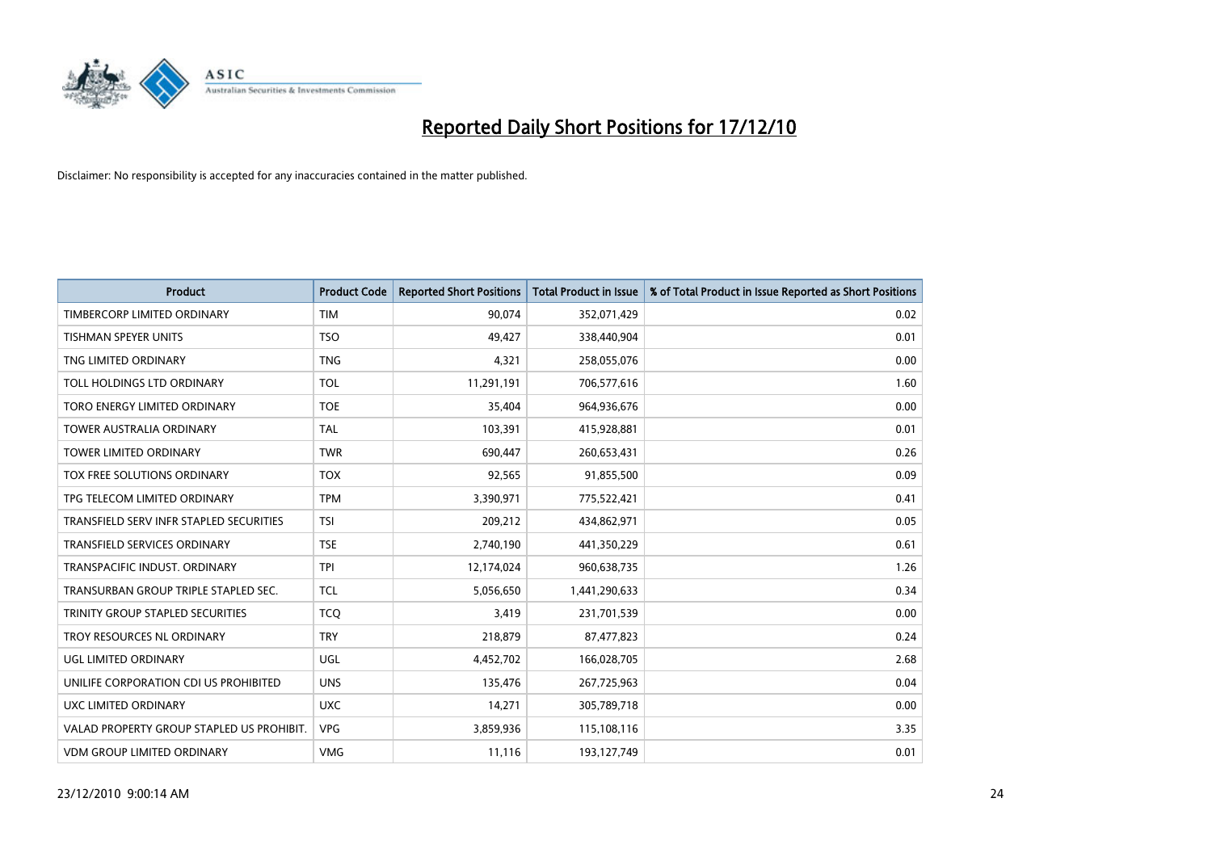# Reported Daily Short Positions for 17/12/10

Disclaimer: No responsibility is accepted for any inaccuracies contained in the matter published.

| Product | Product Code | Reported Short Positions | Total Product in Issue | % of Total Product in Issue Reported as Short Positions |
|---|---|---|---|---|
| TIMBERCORP LIMITED ORDINARY | TIM | 90,074 | 352,071,429 | 0.02 |
| TISHMAN SPEYER UNITS | TSO | 49,427 | 338,440,904 | 0.01 |
| TNG LIMITED ORDINARY | TNG | 4,321 | 258,055,076 | 0.00 |
| TOLL HOLDINGS LTD ORDINARY | TOL | 11,291,191 | 706,577,616 | 1.60 |
| TORO ENERGY LIMITED ORDINARY | TOE | 35,404 | 964,936,676 | 0.00 |
| TOWER AUSTRALIA ORDINARY | TAL | 103,391 | 415,928,881 | 0.01 |
| TOWER LIMITED ORDINARY | TWR | 690,447 | 260,653,431 | 0.26 |
| TOX FREE SOLUTIONS ORDINARY | TOX | 92,565 | 91,855,500 | 0.09 |
| TPG TELECOM LIMITED ORDINARY | TPM | 3,390,971 | 775,522,421 | 0.41 |
| TRANSFIELD SERV INFR STAPLED SECURITIES | TSI | 209,212 | 434,862,971 | 0.05 |
| TRANSFIELD SERVICES ORDINARY | TSE | 2,740,190 | 441,350,229 | 0.61 |
| TRANSPACIFIC INDUST. ORDINARY | TPI | 12,174,024 | 960,638,735 | 1.26 |
| TRANSURBAN GROUP TRIPLE STAPLED SEC. | TCL | 5,056,650 | 1,441,290,633 | 0.34 |
| TRINITY GROUP STAPLED SECURITIES | TCQ | 3,419 | 231,701,539 | 0.00 |
| TROY RESOURCES NL ORDINARY | TRY | 218,879 | 87,477,823 | 0.24 |
| UGL LIMITED ORDINARY | UGL | 4,452,702 | 166,028,705 | 2.68 |
| UNILIFE CORPORATION CDI US PROHIBITED | UNS | 135,476 | 267,725,963 | 0.04 |
| UXC LIMITED ORDINARY | UXC | 14,271 | 305,789,718 | 0.00 |
| VALAD PROPERTY GROUP STAPLED US PROHIBIT. | VPG | 3,859,936 | 115,108,116 | 3.35 |
| VDM GROUP LIMITED ORDINARY | VMG | 11,116 | 193,127,749 | 0.01 |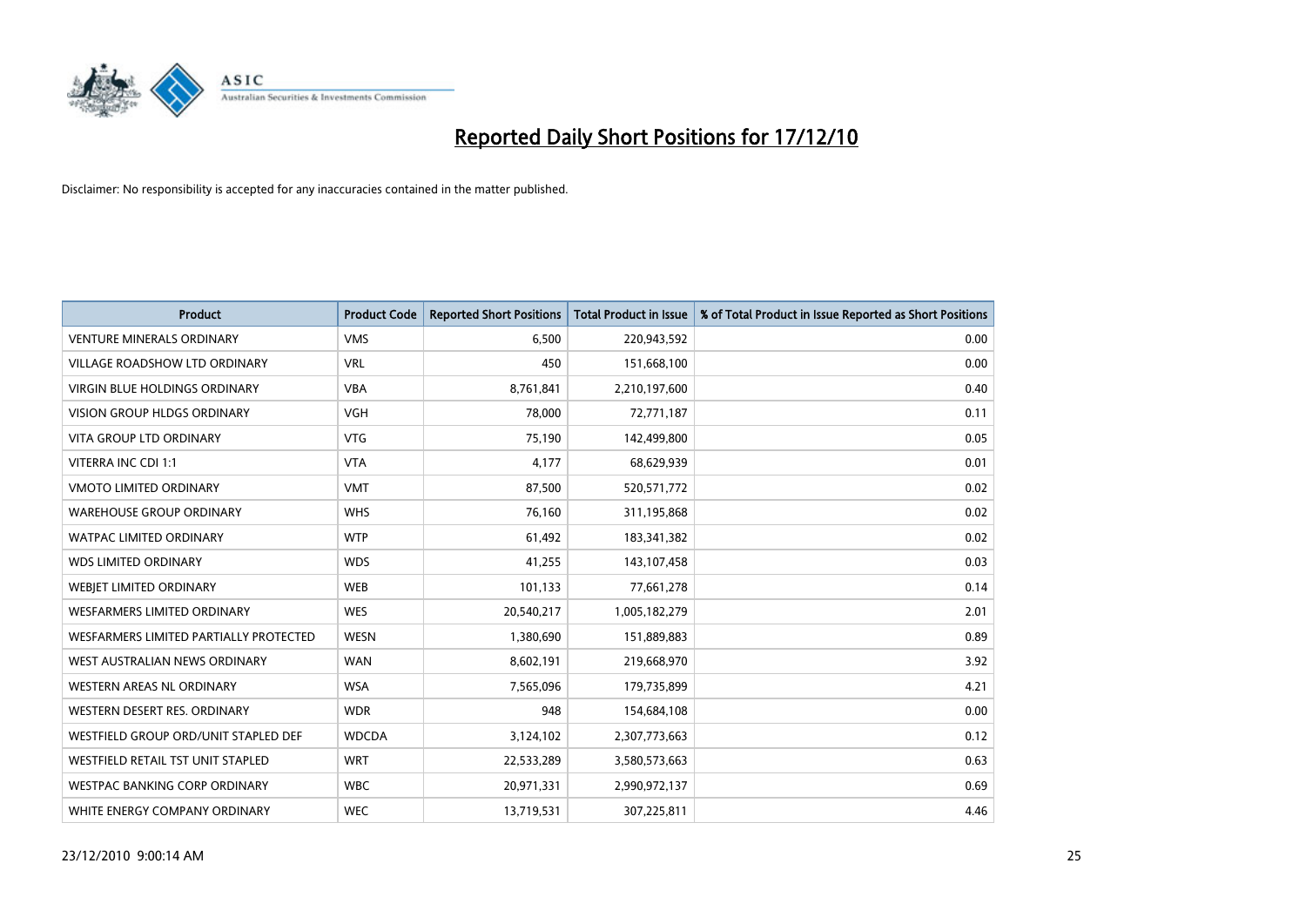# Reported Daily Short Positions for 17/12/10

Disclaimer: No responsibility is accepted for any inaccuracies contained in the matter published.

| Product | Product Code | Reported Short Positions | Total Product in Issue | % of Total Product in Issue Reported as Short Positions |
| --- | --- | --- | --- | --- |
| VENTURE MINERALS ORDINARY | VMS | 6,500 | 220,943,592 | 0.00 |
| VILLAGE ROADSHOW LTD ORDINARY | VRL | 450 | 151,668,100 | 0.00 |
| VIRGIN BLUE HOLDINGS ORDINARY | VBA | 8,761,841 | 2,210,197,600 | 0.40 |
| VISION GROUP HLDGS ORDINARY | VGH | 78,000 | 72,771,187 | 0.11 |
| VITA GROUP LTD ORDINARY | VTG | 75,190 | 142,499,800 | 0.05 |
| VITERRA INC CDI 1:1 | VTA | 4,177 | 68,629,939 | 0.01 |
| VMOTO LIMITED ORDINARY | VMT | 87,500 | 520,571,772 | 0.02 |
| WAREHOUSE GROUP ORDINARY | WHS | 76,160 | 311,195,868 | 0.02 |
| WATPAC LIMITED ORDINARY | WTP | 61,492 | 183,341,382 | 0.02 |
| WDS LIMITED ORDINARY | WDS | 41,255 | 143,107,458 | 0.03 |
| WEBJET LIMITED ORDINARY | WEB | 101,133 | 77,661,278 | 0.14 |
| WESFARMERS LIMITED ORDINARY | WES | 20,540,217 | 1,005,182,279 | 2.01 |
| WESFARMERS LIMITED PARTIALLY PROTECTED | WESN | 1,380,690 | 151,889,883 | 0.89 |
| WEST AUSTRALIAN NEWS ORDINARY | WAN | 8,602,191 | 219,668,970 | 3.92 |
| WESTERN AREAS NL ORDINARY | WSA | 7,565,096 | 179,735,899 | 4.21 |
| WESTERN DESERT RES. ORDINARY | WDR | 948 | 154,684,108 | 0.00 |
| WESTFIELD GROUP ORD/UNIT STAPLED DEF | WDCDA | 3,124,102 | 2,307,773,663 | 0.12 |
| WESTFIELD RETAIL TST UNIT STAPLED | WRT | 22,533,289 | 3,580,573,663 | 0.63 |
| WESTPAC BANKING CORP ORDINARY | WBC | 20,971,331 | 2,990,972,137 | 0.69 |
| WHITE ENERGY COMPANY ORDINARY | WEC | 13,719,531 | 307,225,811 | 4.46 |

23/12/2010 9:00:14 AM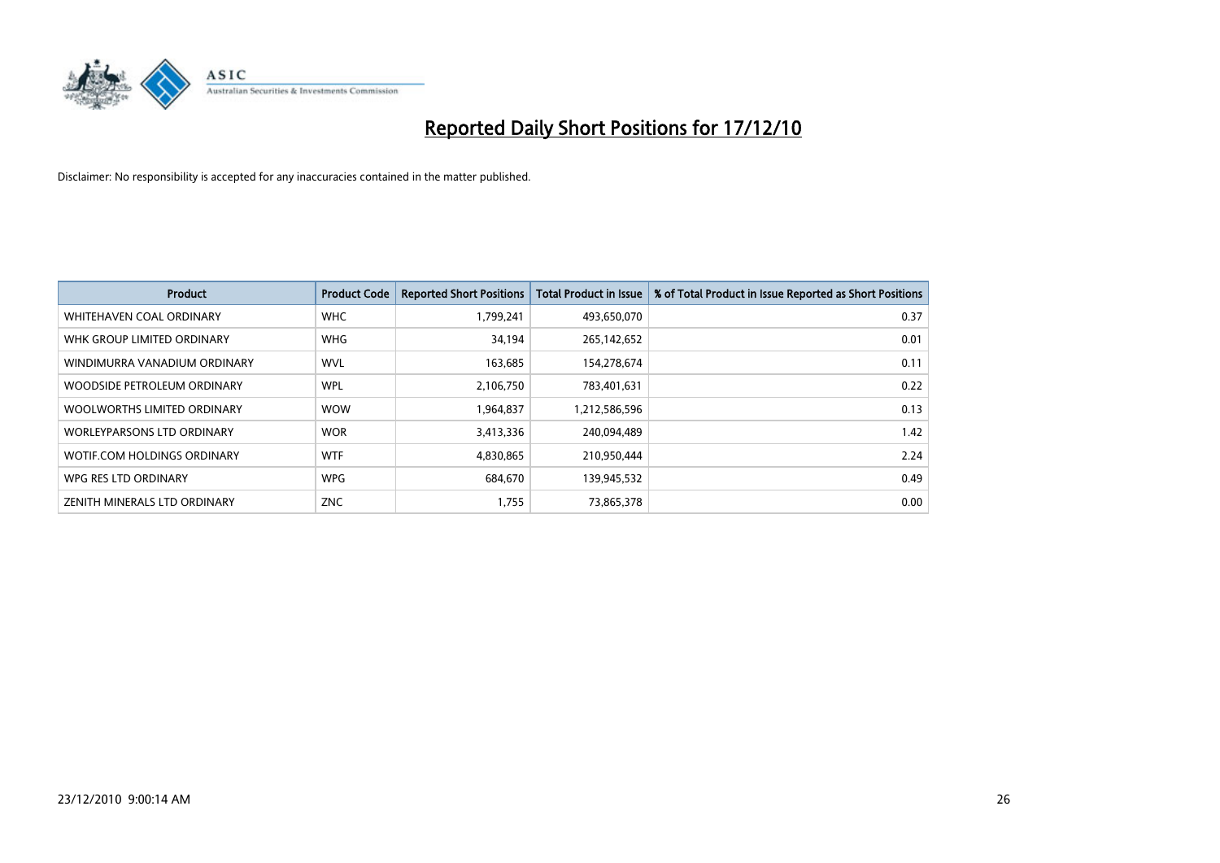# Reported Daily Short Positions for 17/12/10

Disclaimer: No responsibility is accepted for any inaccuracies contained in the matter published.

| Product | Product Code | Reported Short Positions | Total Product in Issue | % of Total Product in Issue Reported as Short Positions |
|---|---|---|---|---|
| WHITEHAVEN COAL ORDINARY | WHC | 1,799,241 | 493,650,070 | 0.37 |
| WHK GROUP LIMITED ORDINARY | WHG | 34,194 | 265,142,652 | 0.01 |
| WINDIMURRA VANADIUM ORDINARY | WVL | 163,685 | 154,278,674 | 0.11 |
| WOODSIDE PETROLEUM ORDINARY | WPL | 2,106,750 | 783,401,631 | 0.22 |
| WOOLWORTHS LIMITED ORDINARY | WOW | 1,964,837 | 1,212,586,596 | 0.13 |
| WORLEYPARSONS LTD ORDINARY | WOR | 3,413,336 | 240,094,489 | 1.42 |
| WOTIF.COM HOLDINGS ORDINARY | WTF | 4,830,865 | 210,950,444 | 2.24 |
| WPG RES LTD ORDINARY | WPG | 684,670 | 139,945,532 | 0.49 |
| ZENITH MINERALS LTD ORDINARY | ZNC | 1,755 | 73,865,378 | 0.00 |

23/12/2010 9:00:14 AM